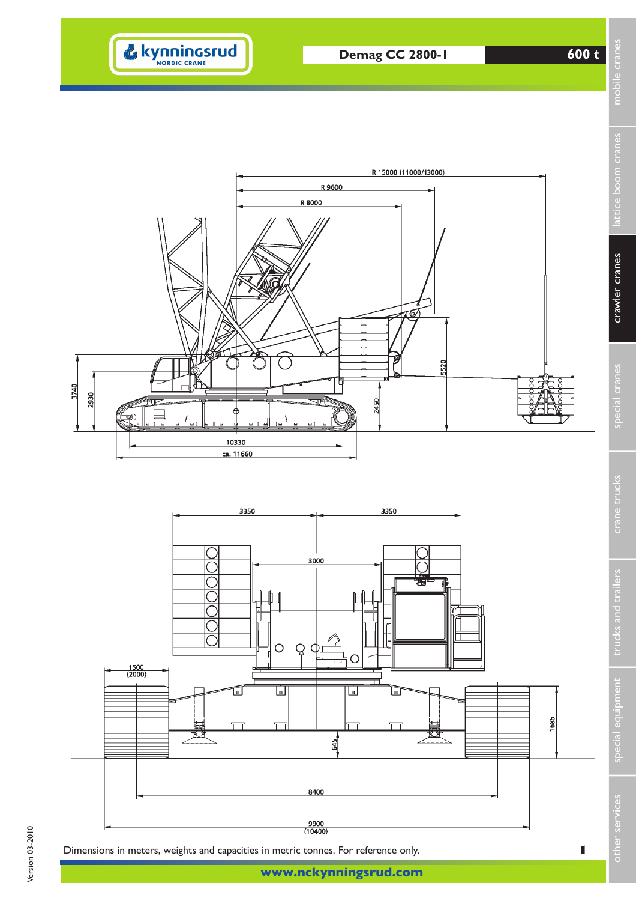# Demag CC 2800-I

## 600 t

R 15000 (11000/13000)

R 9600

R 8000

5520

3740

2930

2450

10330

ca. 11660

3350

3350

3000

1500
(2000)

1685

645

8400

9900
(10400)

Dimensions in meters, weights and capacities in metric tonnes. For reference only.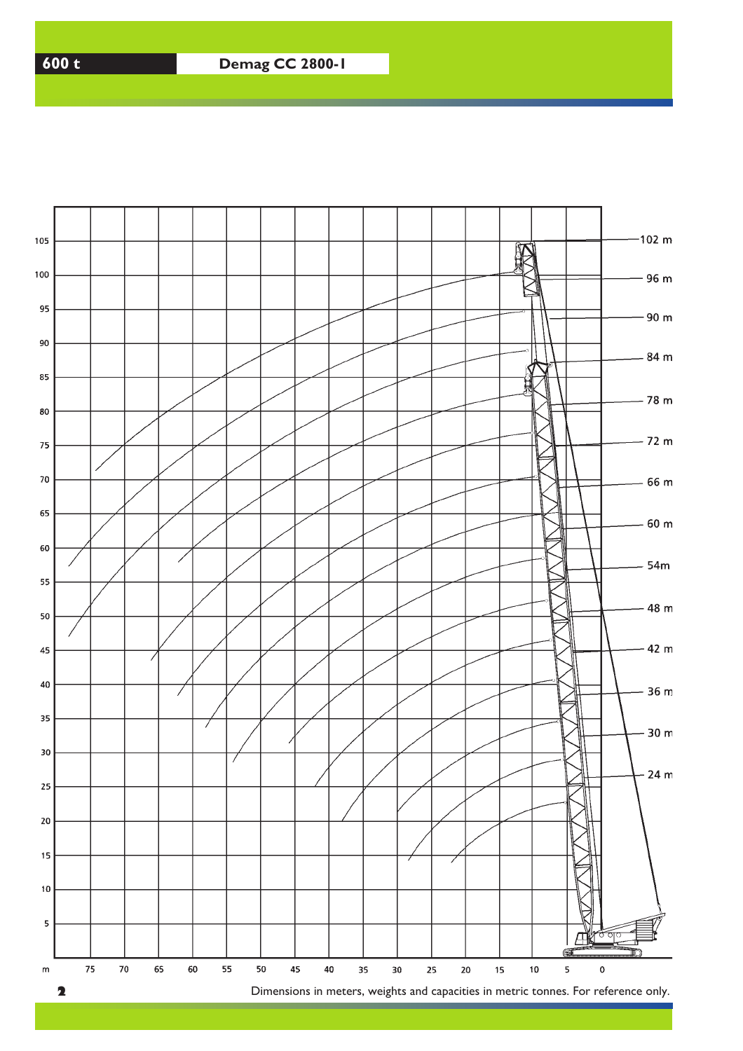**600 t** **Demag CC 2800-1**

Dimensions in meters, weights and capacities in metric tonnes. For reference only.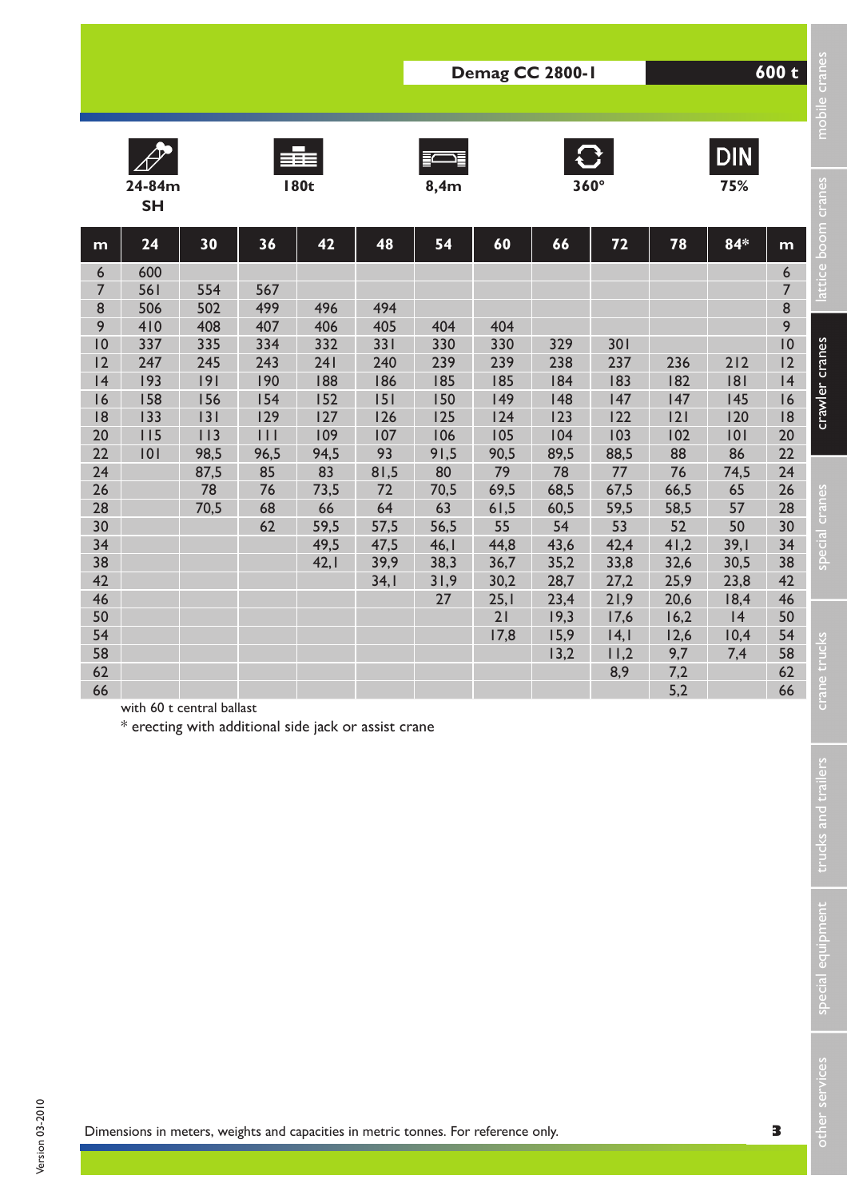## Demag CC 2800-1 — 600 t

| 24-84m SH | 180t | 8,4m | 360° | DIN 75% |
|---|---|---|---|---|

| m | 24 | 30 | 36 | 42 | 48 | 54 | 60 | 66 | 72 | 78 | 84* | m |
|---|---|---|---|---|---|---|---|---|---|---|---|---|
| 6 | 600 | | | | | | | | | | | 6 |
| 7 | 561 | 554 | 567 | | | | | | | | | 7 |
| 8 | 506 | 502 | 499 | 496 | 494 | | | | | | | 8 |
| 9 | 410 | 408 | 407 | 406 | 405 | 404 | 404 | | | | | 9 |
| 10 | 337 | 335 | 334 | 332 | 331 | 330 | 330 | 329 | 301 | | | 10 |
| 12 | 247 | 245 | 243 | 241 | 240 | 239 | 239 | 238 | 237 | 236 | 212 | 12 |
| 14 | 193 | 191 | 190 | 188 | 186 | 185 | 185 | 184 | 183 | 182 | 181 | 14 |
| 16 | 158 | 156 | 154 | 152 | 151 | 150 | 149 | 148 | 147 | 147 | 145 | 16 |
| 18 | 133 | 131 | 129 | 127 | 126 | 125 | 124 | 123 | 122 | 121 | 120 | 18 |
| 20 | 115 | 113 | 111 | 109 | 107 | 106 | 105 | 104 | 103 | 102 | 101 | 20 |
| 22 | 101 | 98,5 | 96,5 | 94,5 | 93 | 91,5 | 90,5 | 89,5 | 88,5 | 88 | 86 | 22 |
| 24 | | 87,5 | 85 | 83 | 81,5 | 80 | 79 | 78 | 77 | 76 | 74,5 | 24 |
| 26 | | 78 | 76 | 73,5 | 72 | 70,5 | 69,5 | 68,5 | 67,5 | 66,5 | 65 | 26 |
| 28 | | 70,5 | 68 | 66 | 64 | 63 | 61,5 | 60,5 | 59,5 | 58,5 | 57 | 28 |
| 30 | | | 62 | 59,5 | 57,5 | 56,5 | 55 | 54 | 53 | 52 | 50 | 30 |
| 34 | | | | 49,5 | 47,5 | 46,1 | 44,8 | 43,6 | 42,4 | 41,2 | 39,1 | 34 |
| 38 | | | | 42,1 | 39,9 | 38,3 | 36,7 | 35,2 | 33,8 | 32,6 | 30,5 | 38 |
| 42 | | | | | 34,1 | 31,9 | 30,2 | 28,7 | 27,2 | 25,9 | 23,8 | 42 |
| 46 | | | | | | 27 | 25,1 | 23,4 | 21,9 | 20,6 | 18,4 | 46 |
| 50 | | | | | | | 21 | 19,3 | 17,6 | 16,2 | 14 | 50 |
| 54 | | | | | | | 17,8 | 15,9 | 14,1 | 12,6 | 10,4 | 54 |
| 58 | | | | | | | | 13,2 | 11,2 | 9,7 | 7,4 | 58 |
| 62 | | | | | | | | | 8,9 | 7,2 | | 62 |
| 66 | | | | | | | | | | 5,2 | | 66 |

with 60 t central ballast

* erecting with additional side jack or assist crane

Dimensions in meters, weights and capacities in metric tonnes. For reference only.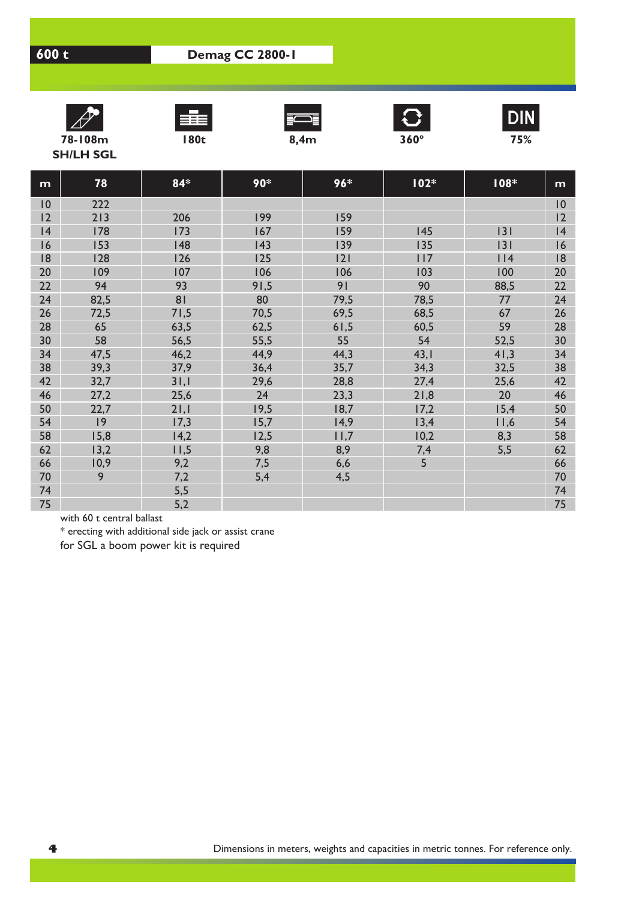**600 t** | **Demag CC 2800-1**

**78-108m SH/LH SGL** | **180t** | **8,4m** | **360°** | **DIN 75%**

| m | 78 | 84* | 90* | 96* | 102* | 108* | m |
|---|---|---|---|---|---|---|---|
| 10 | 222 | | | | | | 10 |
| 12 | 213 | 206 | 199 | 159 | | | 12 |
| 14 | 178 | 173 | 167 | 159 | 145 | 131 | 14 |
| 16 | 153 | 148 | 143 | 139 | 135 | 131 | 16 |
| 18 | 128 | 126 | 125 | 121 | 117 | 114 | 18 |
| 20 | 109 | 107 | 106 | 106 | 103 | 100 | 20 |
| 22 | 94 | 93 | 91,5 | 91 | 90 | 88,5 | 22 |
| 24 | 82,5 | 81 | 80 | 79,5 | 78,5 | 77 | 24 |
| 26 | 72,5 | 71,5 | 70,5 | 69,5 | 68,5 | 67 | 26 |
| 28 | 65 | 63,5 | 62,5 | 61,5 | 60,5 | 59 | 28 |
| 30 | 58 | 56,5 | 55,5 | 55 | 54 | 52,5 | 30 |
| 34 | 47,5 | 46,2 | 44,9 | 44,3 | 43,1 | 41,3 | 34 |
| 38 | 39,3 | 37,9 | 36,4 | 35,7 | 34,3 | 32,5 | 38 |
| 42 | 32,7 | 31,1 | 29,6 | 28,8 | 27,4 | 25,6 | 42 |
| 46 | 27,2 | 25,6 | 24 | 23,3 | 21,8 | 20 | 46 |
| 50 | 22,7 | 21,1 | 19,5 | 18,7 | 17,2 | 15,4 | 50 |
| 54 | 19 | 17,3 | 15,7 | 14,9 | 13,4 | 11,6 | 54 |
| 58 | 15,8 | 14,2 | 12,5 | 11,7 | 10,2 | 8,3 | 58 |
| 62 | 13,2 | 11,5 | 9,8 | 8,9 | 7,4 | 5,5 | 62 |
| 66 | 10,9 | 9,2 | 7,5 | 6,6 | 5 | | 66 |
| 70 | 9 | 7,2 | 5,4 | 4,5 | | | 70 |
| 74 | | 5,5 | | | | | 74 |
| 75 | | 5,2 | | | | | 75 |

with 60 t central ballast

* erecting with additional side jack or assist crane

for SGL a boom power kit is required

Dimensions in meters, weights and capacities in metric tonnes. For reference only.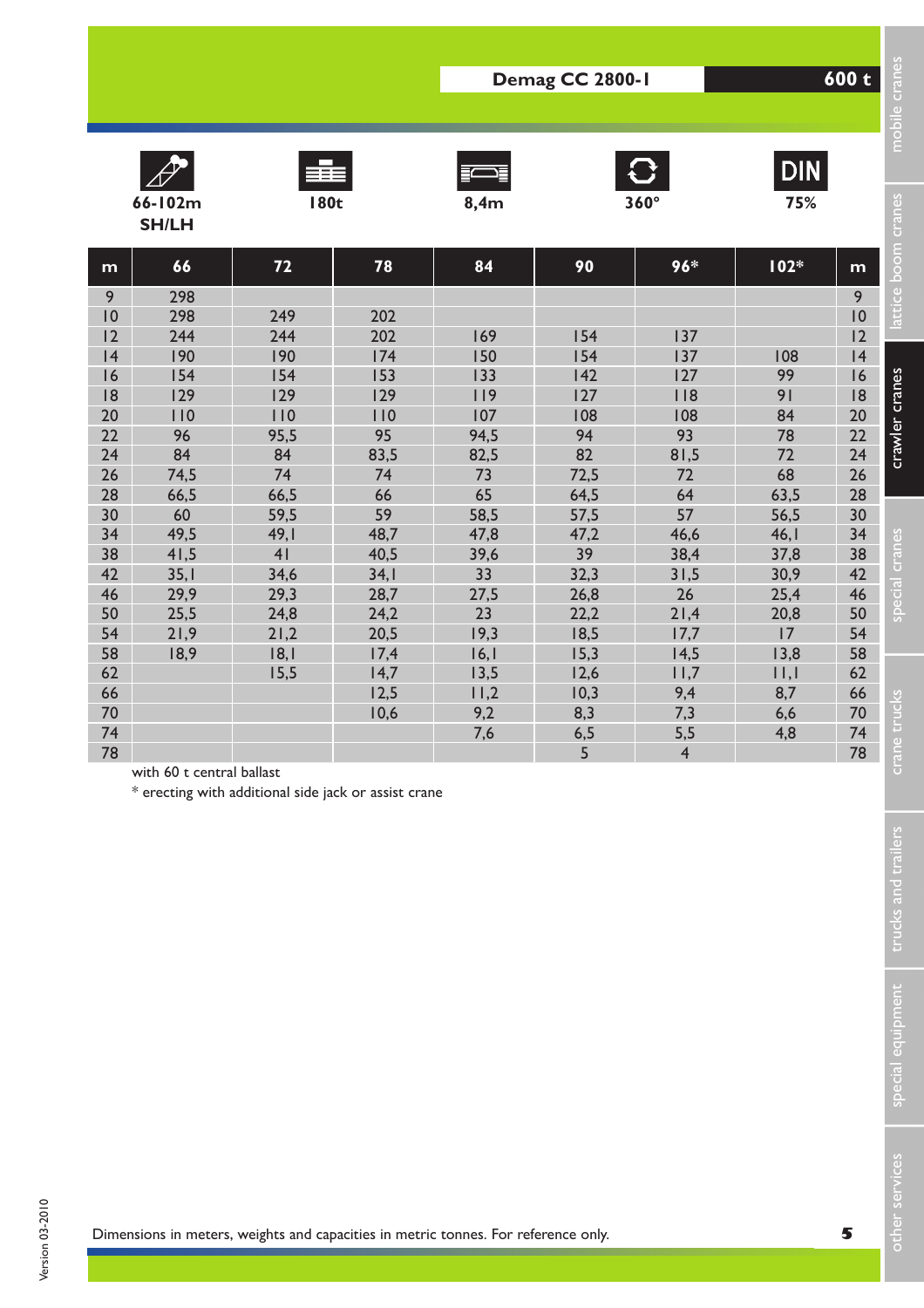**Demag CC 2800-1** **600 t**

66-102m SH/LH | 180t | 8,4m | 360° | DIN 75%

| m | 66 | 72 | 78 | 84 | 90 | 96* | 102* | m |
|---|---|---|---|---|---|---|---|---|
| 9 | 298 | | | | | | | 9 |
| 10 | 298 | 249 | 202 | | | | | 10 |
| 12 | 244 | 244 | 202 | 169 | 154 | 137 | | 12 |
| 14 | 190 | 190 | 174 | 150 | 154 | 137 | 108 | 14 |
| 16 | 154 | 154 | 153 | 133 | 142 | 127 | 99 | 16 |
| 18 | 129 | 129 | 129 | 119 | 127 | 118 | 91 | 18 |
| 20 | 110 | 110 | 110 | 107 | 108 | 108 | 84 | 20 |
| 22 | 96 | 95,5 | 95 | 94,5 | 94 | 93 | 78 | 22 |
| 24 | 84 | 84 | 83,5 | 82,5 | 82 | 81,5 | 72 | 24 |
| 26 | 74,5 | 74 | 74 | 73 | 72,5 | 72 | 68 | 26 |
| 28 | 66,5 | 66,5 | 66 | 65 | 64,5 | 64 | 63,5 | 28 |
| 30 | 60 | 59,5 | 59 | 58,5 | 57,5 | 57 | 56,5 | 30 |
| 34 | 49,5 | 49,1 | 48,7 | 47,8 | 47,2 | 46,6 | 46,1 | 34 |
| 38 | 41,5 | 41 | 40,5 | 39,6 | 39 | 38,4 | 37,8 | 38 |
| 42 | 35,1 | 34,6 | 34,1 | 33 | 32,3 | 31,5 | 30,9 | 42 |
| 46 | 29,9 | 29,3 | 28,7 | 27,5 | 26,8 | 26 | 25,4 | 46 |
| 50 | 25,5 | 24,8 | 24,2 | 23 | 22,2 | 21,4 | 20,8 | 50 |
| 54 | 21,9 | 21,2 | 20,5 | 19,3 | 18,5 | 17,7 | 17 | 54 |
| 58 | 18,9 | 18,1 | 17,4 | 16,1 | 15,3 | 14,5 | 13,8 | 58 |
| 62 | | 15,5 | 14,7 | 13,5 | 12,6 | 11,7 | 11,1 | 62 |
| 66 | | | 12,5 | 11,2 | 10,3 | 9,4 | 8,7 | 66 |
| 70 | | | 10,6 | 9,2 | 8,3 | 7,3 | 6,6 | 70 |
| 74 | | | | 7,6 | 6,5 | 5,5 | 4,8 | 74 |
| 78 | | | | | 5 | 4 | | 78 |

with 60 t central ballast

* erecting with additional side jack or assist crane

Dimensions in meters, weights and capacities in metric tonnes. For reference only.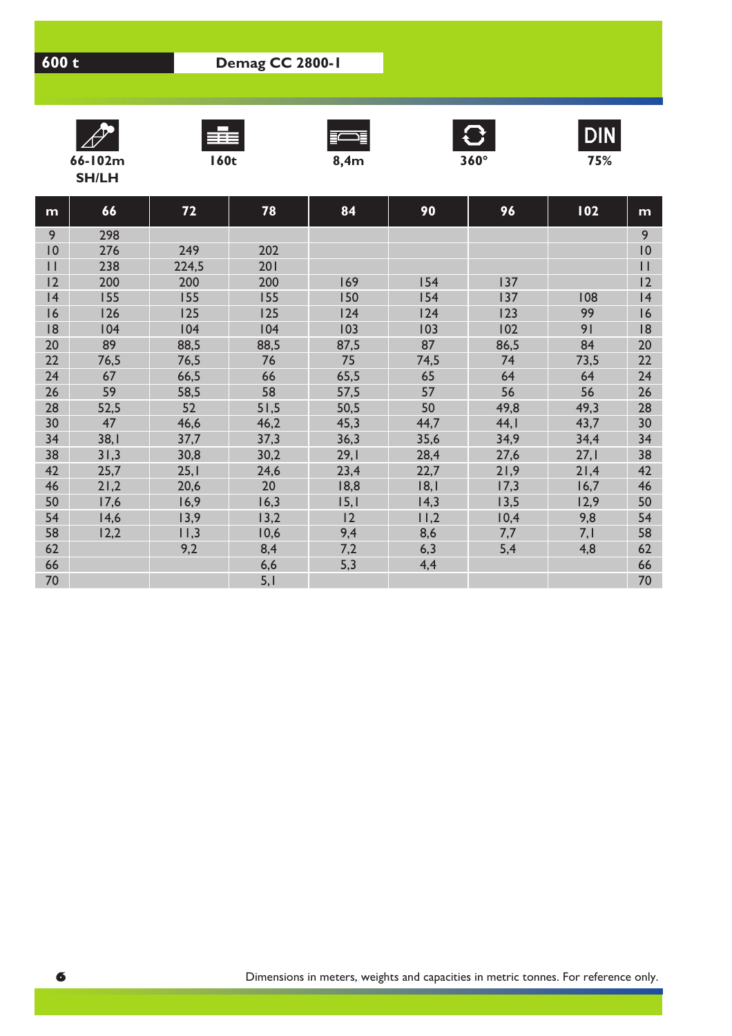**600 t** **Demag CC 2800-1**

66-102m SH/LH | 160t | 8,4m | 360° | DIN 75%

| m | 66 | 72 | 78 | 84 | 90 | 96 | 102 | m |
|---|---|---|---|---|---|---|---|---|
| 9 | 298 | | | | | | | 9 |
| 10 | 276 | 249 | 202 | | | | | 10 |
| 11 | 238 | 224,5 | 201 | | | | | 11 |
| 12 | 200 | 200 | 200 | 169 | 154 | 137 | | 12 |
| 14 | 155 | 155 | 155 | 150 | 154 | 137 | 108 | 14 |
| 16 | 126 | 125 | 125 | 124 | 124 | 123 | 99 | 16 |
| 18 | 104 | 104 | 104 | 103 | 103 | 102 | 91 | 18 |
| 20 | 89 | 88,5 | 88,5 | 87,5 | 87 | 86,5 | 84 | 20 |
| 22 | 76,5 | 76,5 | 76 | 75 | 74,5 | 74 | 73,5 | 22 |
| 24 | 67 | 66,5 | 66 | 65,5 | 65 | 64 | 64 | 24 |
| 26 | 59 | 58,5 | 58 | 57,5 | 57 | 56 | 56 | 26 |
| 28 | 52,5 | 52 | 51,5 | 50,5 | 50 | 49,8 | 49,3 | 28 |
| 30 | 47 | 46,6 | 46,2 | 45,3 | 44,7 | 44,1 | 43,7 | 30 |
| 34 | 38,1 | 37,7 | 37,3 | 36,3 | 35,6 | 34,9 | 34,4 | 34 |
| 38 | 31,3 | 30,8 | 30,2 | 29,1 | 28,4 | 27,6 | 27,1 | 38 |
| 42 | 25,7 | 25,1 | 24,6 | 23,4 | 22,7 | 21,9 | 21,4 | 42 |
| 46 | 21,2 | 20,6 | 20 | 18,8 | 18,1 | 17,3 | 16,7 | 46 |
| 50 | 17,6 | 16,9 | 16,3 | 15,1 | 14,3 | 13,5 | 12,9 | 50 |
| 54 | 14,6 | 13,9 | 13,2 | 12 | 11,2 | 10,4 | 9,8 | 54 |
| 58 | 12,2 | 11,3 | 10,6 | 9,4 | 8,6 | 7,7 | 7,1 | 58 |
| 62 | | 9,2 | 8,4 | 7,2 | 6,3 | 5,4 | 4,8 | 62 |
| 66 | | | 6,6 | 5,3 | 4,4 | | | 66 |
| 70 | | | 5,1 | | | | | 70 |

Dimensions in meters, weights and capacities in metric tonnes. For reference only.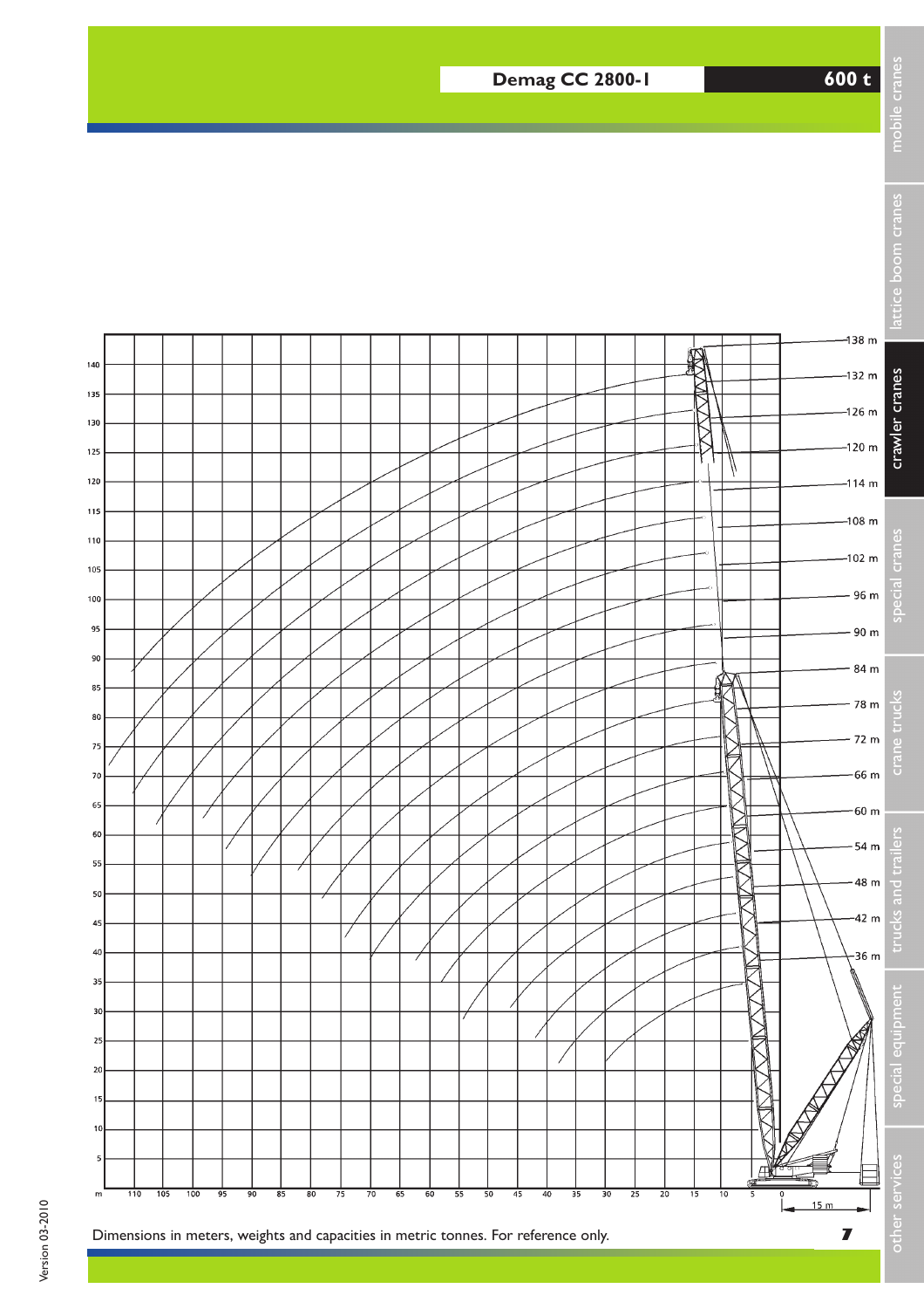## Demag CC 2800-1 600 t

Dimensions in meters, weights and capacities in metric tonnes. For reference only.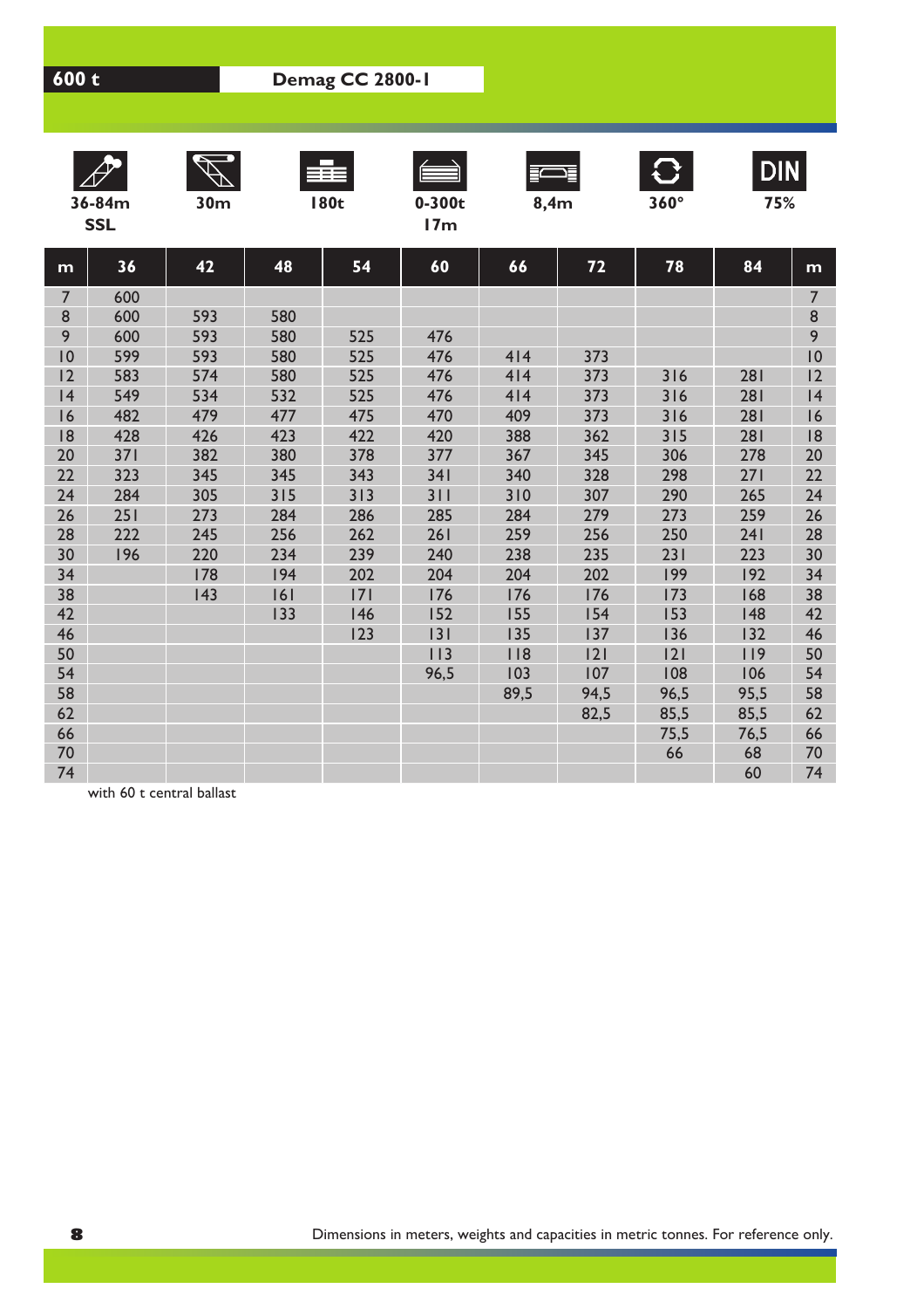**600 t** **Demag CC 2800-1**

| 36-84m SSL | 30m | 180t | 0-300t 17m | 8,4m | 360° | DIN 75% |
|---|---|---|---|---|---|---|

| m | 36 | 42 | 48 | 54 | 60 | 66 | 72 | 78 | 84 | m |
|---|---|---|---|---|---|---|---|---|---|---|
| 7 | 600 | | | | | | | | | 7 |
| 8 | 600 | 593 | 580 | | | | | | | 8 |
| 9 | 600 | 593 | 580 | 525 | 476 | | | | | 9 |
| 10 | 599 | 593 | 580 | 525 | 476 | 414 | 373 | | | 10 |
| 12 | 583 | 574 | 580 | 525 | 476 | 414 | 373 | 316 | 281 | 12 |
| 14 | 549 | 534 | 532 | 525 | 476 | 414 | 373 | 316 | 281 | 14 |
| 16 | 482 | 479 | 477 | 475 | 470 | 409 | 373 | 316 | 281 | 16 |
| 18 | 428 | 426 | 423 | 422 | 420 | 388 | 362 | 315 | 281 | 18 |
| 20 | 371 | 382 | 380 | 378 | 377 | 367 | 345 | 306 | 278 | 20 |
| 22 | 323 | 345 | 345 | 343 | 341 | 340 | 328 | 298 | 271 | 22 |
| 24 | 284 | 305 | 315 | 313 | 311 | 310 | 307 | 290 | 265 | 24 |
| 26 | 251 | 273 | 284 | 286 | 285 | 284 | 279 | 273 | 259 | 26 |
| 28 | 222 | 245 | 256 | 262 | 261 | 259 | 256 | 250 | 241 | 28 |
| 30 | 196 | 220 | 234 | 239 | 240 | 238 | 235 | 231 | 223 | 30 |
| 34 | | 178 | 194 | 202 | 204 | 204 | 202 | 199 | 192 | 34 |
| 38 | | 143 | 161 | 171 | 176 | 176 | 176 | 173 | 168 | 38 |
| 42 | | | 133 | 146 | 152 | 155 | 154 | 153 | 148 | 42 |
| 46 | | | | 123 | 131 | 135 | 137 | 136 | 132 | 46 |
| 50 | | | | | 113 | 118 | 121 | 121 | 119 | 50 |
| 54 | | | | | 96,5 | 103 | 107 | 108 | 106 | 54 |
| 58 | | | | | | 89,5 | 94,5 | 96,5 | 95,5 | 58 |
| 62 | | | | | | | 82,5 | 85,5 | 85,5 | 62 |
| 66 | | | | | | | | 75,5 | 76,5 | 66 |
| 70 | | | | | | | | 66 | 68 | 70 |
| 74 | | | | | | | | | 60 | 74 |

with 60 t central ballast

Dimensions in meters, weights and capacities in metric tonnes. For reference only.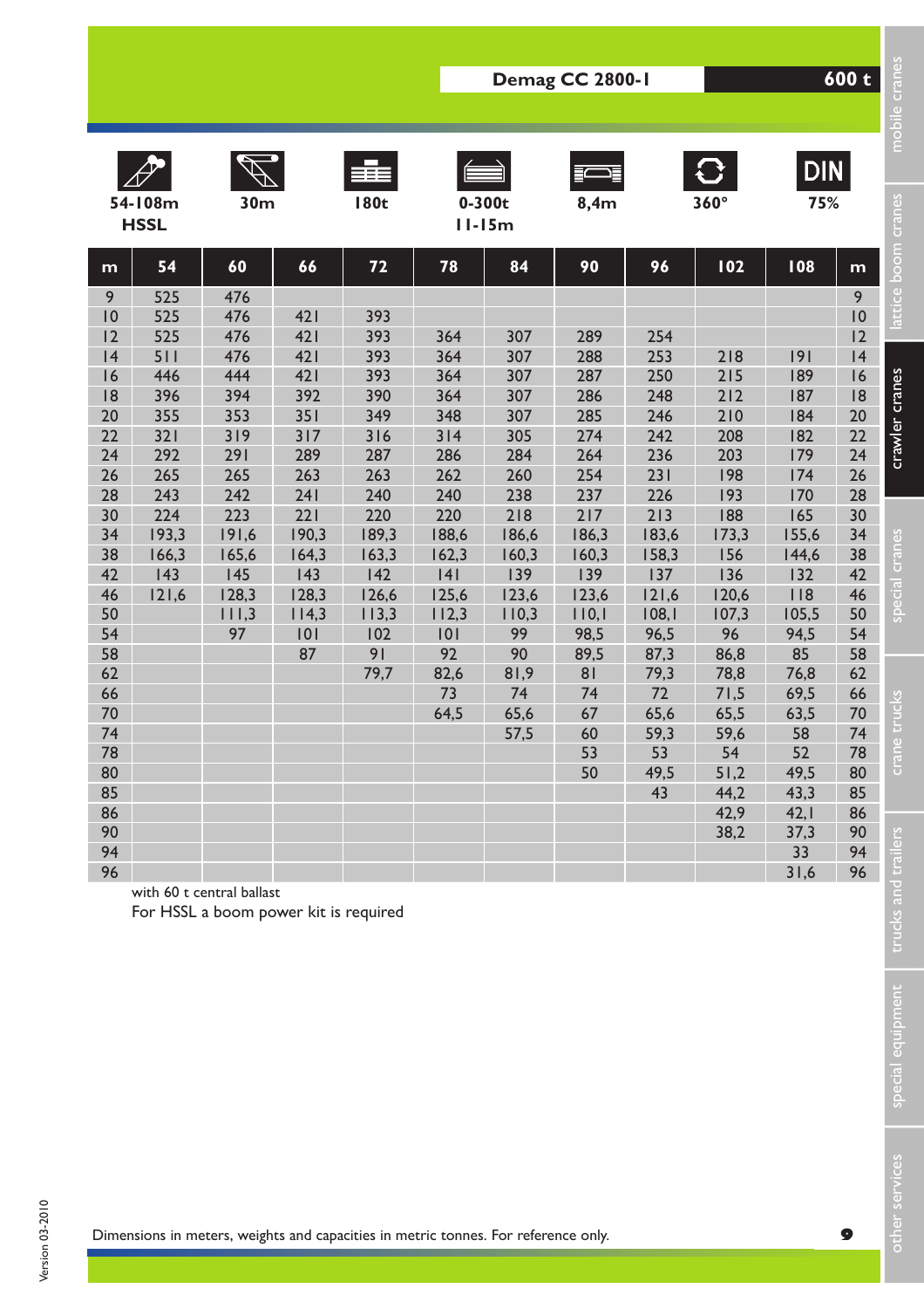## Demag CC 2800-1 — 600 t

| 54-108m HSSL | 30m | 180t | 0-300t 11-15m | 8,4m | 360° | DIN 75% |
|---|---|---|---|---|---|---|

| m | 54 | 60 | 66 | 72 | 78 | 84 | 90 | 96 | 102 | 108 | m |
|---|---|---|---|---|---|---|---|---|---|---|---|
| 9 | 525 | 476 | | | | | | | | | 9 |
| 10 | 525 | 476 | 421 | 393 | | | | | | | 10 |
| 12 | 525 | 476 | 421 | 393 | 364 | 307 | 289 | 254 | | | 12 |
| 14 | 511 | 476 | 421 | 393 | 364 | 307 | 288 | 253 | 218 | 191 | 14 |
| 16 | 446 | 444 | 421 | 393 | 364 | 307 | 287 | 250 | 215 | 189 | 16 |
| 18 | 396 | 394 | 392 | 390 | 364 | 307 | 286 | 248 | 212 | 187 | 18 |
| 20 | 355 | 353 | 351 | 349 | 348 | 307 | 285 | 246 | 210 | 184 | 20 |
| 22 | 321 | 319 | 317 | 316 | 314 | 305 | 274 | 242 | 208 | 182 | 22 |
| 24 | 292 | 291 | 289 | 287 | 286 | 284 | 264 | 236 | 203 | 179 | 24 |
| 26 | 265 | 265 | 263 | 263 | 262 | 260 | 254 | 231 | 198 | 174 | 26 |
| 28 | 243 | 242 | 241 | 240 | 240 | 238 | 237 | 226 | 193 | 170 | 28 |
| 30 | 224 | 223 | 221 | 220 | 220 | 218 | 217 | 213 | 188 | 165 | 30 |
| 34 | 193,3 | 191,6 | 190,3 | 189,3 | 188,6 | 186,6 | 186,3 | 183,6 | 173,3 | 155,6 | 34 |
| 38 | 166,3 | 165,6 | 164,3 | 163,3 | 162,3 | 160,3 | 160,3 | 158,3 | 156 | 144,6 | 38 |
| 42 | 143 | 145 | 143 | 142 | 141 | 139 | 139 | 137 | 136 | 132 | 42 |
| 46 | 121,6 | 128,3 | 128,3 | 126,6 | 125,6 | 123,6 | 123,6 | 121,6 | 120,6 | 118 | 46 |
| 50 | | 111,3 | 114,3 | 113,3 | 112,3 | 110,3 | 110,1 | 108,1 | 107,3 | 105,5 | 50 |
| 54 | | 97 | 101 | 102 | 101 | 99 | 98,5 | 96,5 | 96 | 94,5 | 54 |
| 58 | | | 87 | 91 | 92 | 90 | 89,5 | 87,3 | 86,8 | 85 | 58 |
| 62 | | | | 79,7 | 82,6 | 81,9 | 81 | 79,3 | 78,8 | 76,8 | 62 |
| 66 | | | | | 73 | 74 | 74 | 72 | 71,5 | 69,5 | 66 |
| 70 | | | | | 64,5 | 65,6 | 67 | 65,6 | 65,5 | 63,5 | 70 |
| 74 | | | | | | 57,5 | 60 | 59,3 | 59,6 | 58 | 74 |
| 78 | | | | | | | 53 | 53 | 54 | 52 | 78 |
| 80 | | | | | | | 50 | 49,5 | 51,2 | 49,5 | 80 |
| 85 | | | | | | | | 43 | 44,2 | 43,3 | 85 |
| 86 | | | | | | | | | 42,9 | 42,1 | 86 |
| 90 | | | | | | | | | 38,2 | 37,3 | 90 |
| 94 | | | | | | | | | | 33 | 94 |
| 96 | | | | | | | | | | 31,6 | 96 |

with 60 t central ballast

For HSSL a boom power kit is required

Dimensions in meters, weights and capacities in metric tonnes. For reference only.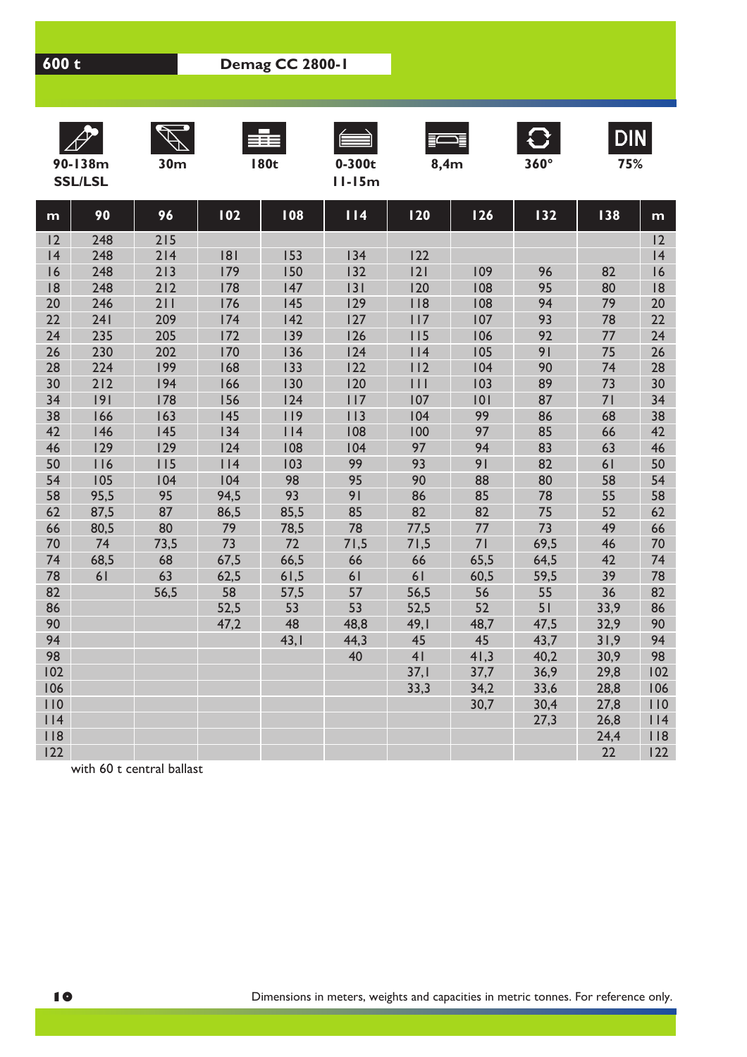**600 t** **Demag CC 2800-1**

| 90-138m SSL/LSL | 30m | 180t | 0-300t 11-15m | 8,4m | 360° | DIN 75% |
|---|---|---|---|---|---|---|

| m | 90 | 96 | 102 | 108 | 114 | 120 | 126 | 132 | 138 | m |
|---|---|---|---|---|---|---|---|---|---|---|
| 12 | 248 | 215 | | | | | | | | 12 |
| 14 | 248 | 214 | 181 | 153 | 134 | 122 | | | | 14 |
| 16 | 248 | 213 | 179 | 150 | 132 | 121 | 109 | 96 | 82 | 16 |
| 18 | 248 | 212 | 178 | 147 | 131 | 120 | 108 | 95 | 80 | 18 |
| 20 | 246 | 211 | 176 | 145 | 129 | 118 | 108 | 94 | 79 | 20 |
| 22 | 241 | 209 | 174 | 142 | 127 | 117 | 107 | 93 | 78 | 22 |
| 24 | 235 | 205 | 172 | 139 | 126 | 115 | 106 | 92 | 77 | 24 |
| 26 | 230 | 202 | 170 | 136 | 124 | 114 | 105 | 91 | 75 | 26 |
| 28 | 224 | 199 | 168 | 133 | 122 | 112 | 104 | 90 | 74 | 28 |
| 30 | 212 | 194 | 166 | 130 | 120 | 111 | 103 | 89 | 73 | 30 |
| 34 | 191 | 178 | 156 | 124 | 117 | 107 | 101 | 87 | 71 | 34 |
| 38 | 166 | 163 | 145 | 119 | 113 | 104 | 99 | 86 | 68 | 38 |
| 42 | 146 | 145 | 134 | 114 | 108 | 100 | 97 | 85 | 66 | 42 |
| 46 | 129 | 129 | 124 | 108 | 104 | 97 | 94 | 83 | 63 | 46 |
| 50 | 116 | 115 | 114 | 103 | 99 | 93 | 91 | 82 | 61 | 50 |
| 54 | 105 | 104 | 104 | 98 | 95 | 90 | 88 | 80 | 58 | 54 |
| 58 | 95,5 | 95 | 94,5 | 93 | 91 | 86 | 85 | 78 | 55 | 58 |
| 62 | 87,5 | 87 | 86,5 | 85,5 | 85 | 82 | 82 | 75 | 52 | 62 |
| 66 | 80,5 | 80 | 79 | 78,5 | 78 | 77,5 | 77 | 73 | 49 | 66 |
| 70 | 74 | 73,5 | 73 | 72 | 71,5 | 71,5 | 71 | 69,5 | 46 | 70 |
| 74 | 68,5 | 68 | 67,5 | 66,5 | 66 | 66 | 65,5 | 64,5 | 42 | 74 |
| 78 | 61 | 63 | 62,5 | 61,5 | 61 | 61 | 60,5 | 59,5 | 39 | 78 |
| 82 | | 56,5 | 58 | 57,5 | 57 | 56,5 | 56 | 55 | 36 | 82 |
| 86 | | | 52,5 | 53 | 53 | 52,5 | 52 | 51 | 33,9 | 86 |
| 90 | | | 47,2 | 48 | 48,8 | 49,1 | 48,7 | 47,5 | 32,9 | 90 |
| 94 | | | | 43,1 | 44,3 | 45 | 45 | 43,7 | 31,9 | 94 |
| 98 | | | | | 40 | 41 | 41,3 | 40,2 | 30,9 | 98 |
| 102 | | | | | | 37,1 | 37,7 | 36,9 | 29,8 | 102 |
| 106 | | | | | | 33,3 | 34,2 | 33,6 | 28,8 | 106 |
| 110 | | | | | | | 30,7 | 30,4 | 27,8 | 110 |
| 114 | | | | | | | | 27,3 | 26,8 | 114 |
| 118 | | | | | | | | | 24,4 | 118 |
| 122 | | | | | | | | | 22 | 122 |

with 60 t central ballast

Dimensions in meters, weights and capacities in metric tonnes. For reference only.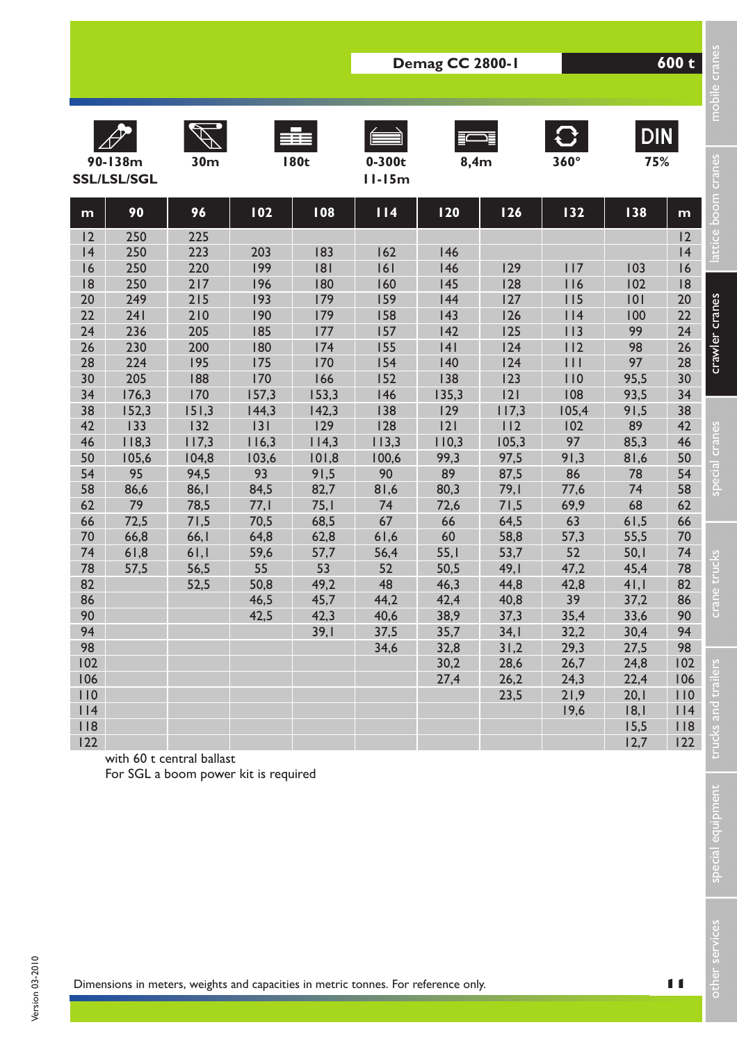**Demag CC 2800-1** **600 t**

| 90-138m SSL/LSL/SGL | 30m | 180t | 0-300t 11-15m | 8,4m | 360° | DIN 75% |
|---|---|---|---|---|---|---|

| m | 90 | 96 | 102 | 108 | 114 | 120 | 126 | 132 | 138 | m |
|---|---|---|---|---|---|---|---|---|---|---|
| 12 | 250 | 225 | | | | | | | | 12 |
| 14 | 250 | 223 | 203 | 183 | 162 | 146 | | | | 14 |
| 16 | 250 | 220 | 199 | 181 | 161 | 146 | 129 | 117 | 103 | 16 |
| 18 | 250 | 217 | 196 | 180 | 160 | 145 | 128 | 116 | 102 | 18 |
| 20 | 249 | 215 | 193 | 179 | 159 | 144 | 127 | 115 | 101 | 20 |
| 22 | 241 | 210 | 190 | 179 | 158 | 143 | 126 | 114 | 100 | 22 |
| 24 | 236 | 205 | 185 | 177 | 157 | 142 | 125 | 113 | 99 | 24 |
| 26 | 230 | 200 | 180 | 174 | 155 | 141 | 124 | 112 | 98 | 26 |
| 28 | 224 | 195 | 175 | 170 | 154 | 140 | 124 | 111 | 97 | 28 |
| 30 | 205 | 188 | 170 | 166 | 152 | 138 | 123 | 110 | 95,5 | 30 |
| 34 | 176,3 | 170 | 157,3 | 153,3 | 146 | 135,3 | 121 | 108 | 93,5 | 34 |
| 38 | 152,3 | 151,3 | 144,3 | 142,3 | 138 | 129 | 117,3 | 105,4 | 91,5 | 38 |
| 42 | 133 | 132 | 131 | 129 | 128 | 121 | 112 | 102 | 89 | 42 |
| 46 | 118,3 | 117,3 | 116,3 | 114,3 | 113,3 | 110,3 | 105,3 | 97 | 85,3 | 46 |
| 50 | 105,6 | 104,8 | 103,6 | 101,8 | 100,6 | 99,3 | 97,5 | 91,3 | 81,6 | 50 |
| 54 | 95 | 94,5 | 93 | 91,5 | 90 | 89 | 87,5 | 86 | 78 | 54 |
| 58 | 86,6 | 86,1 | 84,5 | 82,7 | 81,6 | 80,3 | 79,1 | 77,6 | 74 | 58 |
| 62 | 79 | 78,5 | 77,1 | 75,1 | 74 | 72,6 | 71,5 | 69,9 | 68 | 62 |
| 66 | 72,5 | 71,5 | 70,5 | 68,5 | 67 | 66 | 64,5 | 63 | 61,5 | 66 |
| 70 | 66,8 | 66,1 | 64,8 | 62,8 | 61,6 | 60 | 58,8 | 57,3 | 55,5 | 70 |
| 74 | 61,8 | 61,1 | 59,6 | 57,7 | 56,4 | 55,1 | 53,7 | 52 | 50,1 | 74 |
| 78 | 57,5 | 56,5 | 55 | 53 | 52 | 50,5 | 49,1 | 47,2 | 45,4 | 78 |
| 82 | | 52,5 | 50,8 | 49,2 | 48 | 46,3 | 44,8 | 42,8 | 41,1 | 82 |
| 86 | | | 46,5 | 45,7 | 44,2 | 42,4 | 40,8 | 39 | 37,2 | 86 |
| 90 | | | 42,5 | 42,3 | 40,6 | 38,9 | 37,3 | 35,4 | 33,6 | 90 |
| 94 | | | | 39,1 | 37,5 | 35,7 | 34,1 | 32,2 | 30,4 | 94 |
| 98 | | | | | 34,6 | 32,8 | 31,2 | 29,3 | 27,5 | 98 |
| 102 | | | | | | 30,2 | 28,6 | 26,7 | 24,8 | 102 |
| 106 | | | | | | 27,4 | 26,2 | 24,3 | 22,4 | 106 |
| 110 | | | | | | | 23,5 | 21,9 | 20,1 | 110 |
| 114 | | | | | | | | 19,6 | 18,1 | 114 |
| 118 | | | | | | | | | 15,5 | 118 |
| 122 | | | | | | | | | 12,7 | 122 |

with 60 t central ballast
For SGL a boom power kit is required

Dimensions in meters, weights and capacities in metric tonnes. For reference only.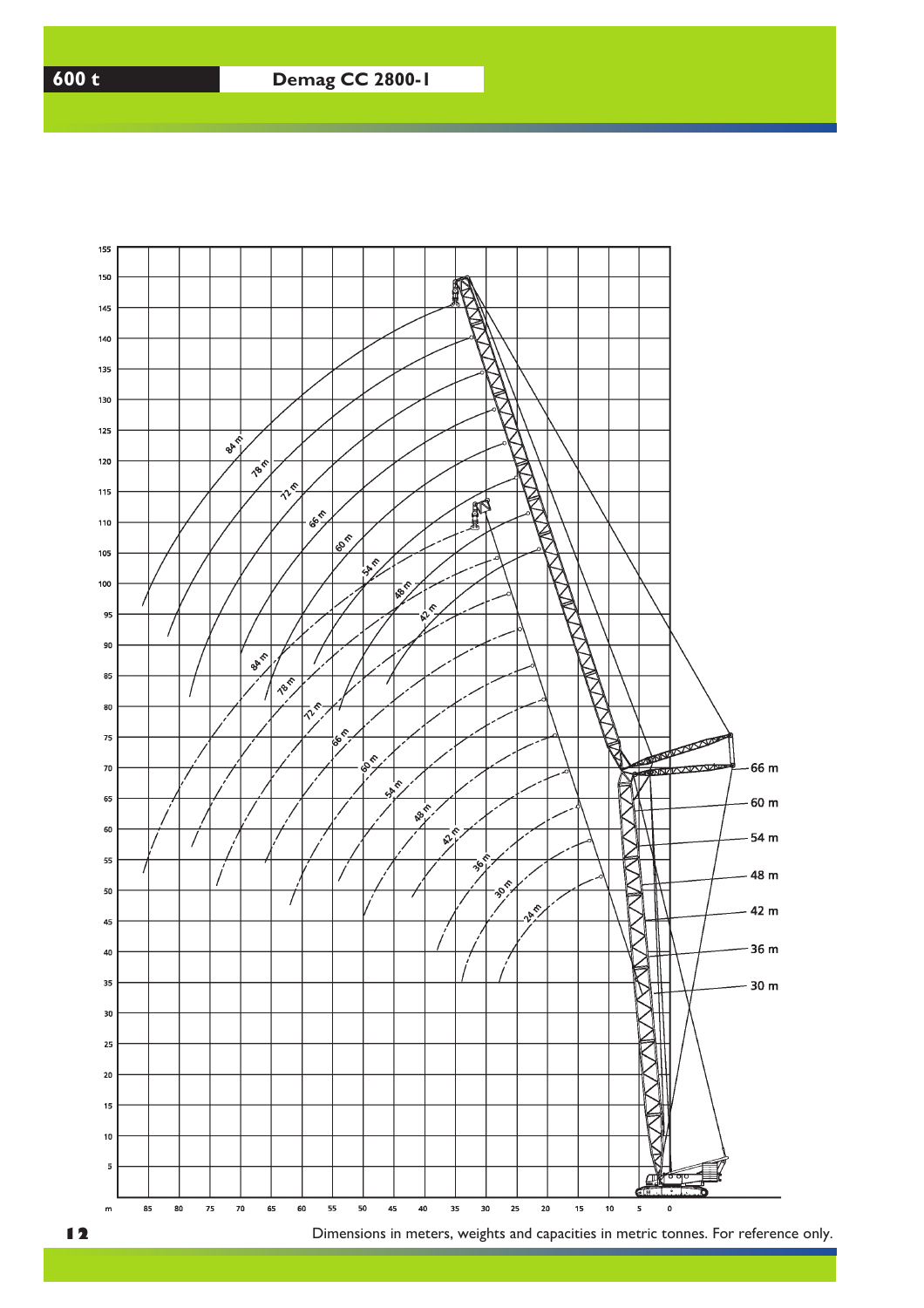600 t

# Demag CC 2800-1

Dimensions in meters, weights and capacities in metric tonnes. For reference only.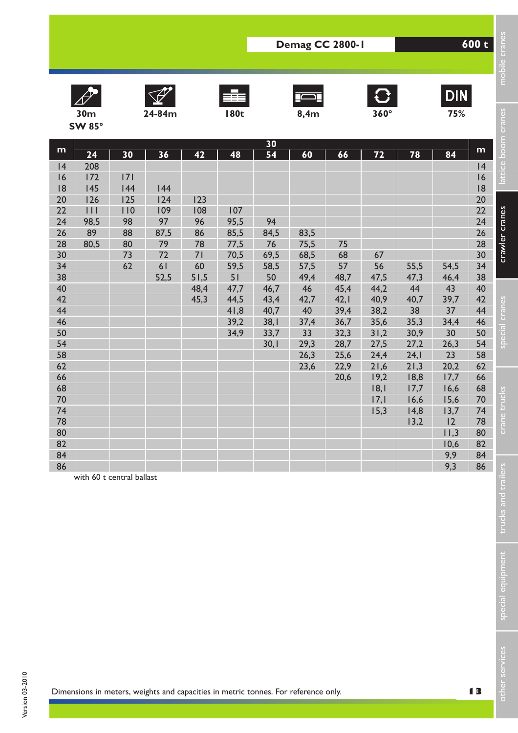## Demag CC 2800-1 — 600 t

30m SW 85° | 24-84m | 180t | 8,4m | 360° | DIN 75%

| m | 30 | | | | | | | | | | | m |
|---|---|---|---|---|---|---|---|---|---|---|---|---|
| | 24 | 30 | 36 | 42 | 48 | 54 | 60 | 66 | 72 | 78 | 84 | |
| 14 | 208 | | | | | | | | | | | 14 |
| 16 | 172 | 171 | | | | | | | | | | 16 |
| 18 | 145 | 144 | 144 | | | | | | | | | 18 |
| 20 | 126 | 125 | 124 | 123 | | | | | | | | 20 |
| 22 | 111 | 110 | 109 | 108 | 107 | | | | | | | 22 |
| 24 | 98,5 | 98 | 97 | 96 | 95,5 | 94 | | | | | | 24 |
| 26 | 89 | 88 | 87,5 | 86 | 85,5 | 84,5 | 83,5 | | | | | 26 |
| 28 | 80,5 | 80 | 79 | 78 | 77,5 | 76 | 75,5 | 75 | | | | 28 |
| 30 | | 73 | 72 | 71 | 70,5 | 69,5 | 68,5 | 68 | 67 | | | 30 |
| 34 | | 62 | 61 | 60 | 59,5 | 58,5 | 57,5 | 57 | 56 | 55,5 | 54,5 | 34 |
| 38 | | | 52,5 | 51,5 | 51 | 50 | 49,4 | 48,7 | 47,5 | 47,3 | 46,4 | 38 |
| 40 | | | | 48,4 | 47,7 | 46,7 | 46 | 45,4 | 44,2 | 44 | 43 | 40 |
| 42 | | | | 45,3 | 44,5 | 43,4 | 42,7 | 42,1 | 40,9 | 40,7 | 39,7 | 42 |
| 44 | | | | | 41,8 | 40,7 | 40 | 39,4 | 38,2 | 38 | 37 | 44 |
| 46 | | | | | 39,2 | 38,1 | 37,4 | 36,7 | 35,6 | 35,3 | 34,4 | 46 |
| 50 | | | | | 34,9 | 33,7 | 33 | 32,3 | 31,2 | 30,9 | 30 | 50 |
| 54 | | | | | | 30,1 | 29,3 | 28,7 | 27,5 | 27,2 | 26,3 | 54 |
| 58 | | | | | | | 26,3 | 25,6 | 24,4 | 24,1 | 23 | 58 |
| 62 | | | | | | | 23,6 | 22,9 | 21,6 | 21,3 | 20,2 | 62 |
| 66 | | | | | | | | 20,6 | 19,2 | 18,8 | 17,7 | 66 |
| 68 | | | | | | | | | 18,1 | 17,7 | 16,6 | 68 |
| 70 | | | | | | | | | 17,1 | 16,6 | 15,6 | 70 |
| 74 | | | | | | | | | 15,3 | 14,8 | 13,7 | 74 |
| 78 | | | | | | | | | | 13,2 | 12 | 78 |
| 80 | | | | | | | | | | | 11,3 | 80 |
| 82 | | | | | | | | | | | 10,6 | 82 |
| 84 | | | | | | | | | | | 9,9 | 84 |
| 86 | | | | | | | | | | | 9,3 | 86 |

with 60 t central ballast

Dimensions in meters, weights and capacities in metric tonnes. For reference only.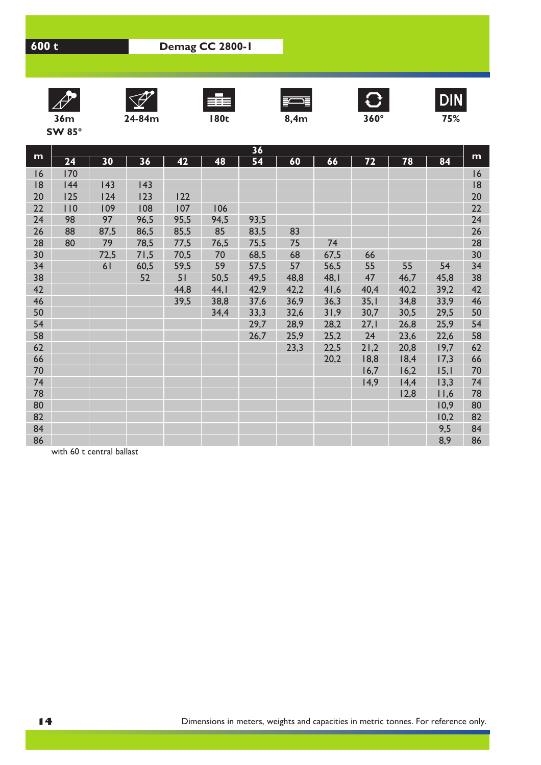**600 t** **Demag CC 2800-1**

36m SW 85° | 24-84m | 180t | 8,4m | 360° | DIN 75%

| m | 24 | 30 | 36 | 42 | 48 | 54 | 60 | 66 | 72 | 78 | 84 | m |
|---|---|---|---|---|---|---|---|---|---|---|---|---|
| | | | | | | 36 | | | | | | |
| 16 | 170 | | | | | | | | | | | 16 |
| 18 | 144 | 143 | 143 | | | | | | | | | 18 |
| 20 | 125 | 124 | 123 | 122 | | | | | | | | 20 |
| 22 | 110 | 109 | 108 | 107 | 106 | | | | | | | 22 |
| 24 | 98 | 97 | 96,5 | 95,5 | 94,5 | 93,5 | | | | | | 24 |
| 26 | 88 | 87,5 | 86,5 | 85,5 | 85 | 83,5 | 83 | | | | | 26 |
| 28 | 80 | 79 | 78,5 | 77,5 | 76,5 | 75,5 | 75 | 74 | | | | 28 |
| 30 | | 72,5 | 71,5 | 70,5 | 70 | 68,5 | 68 | 67,5 | 66 | | | 30 |
| 34 | | 61 | 60,5 | 59,5 | 59 | 57,5 | 57 | 56,5 | 55 | 55 | 54 | 34 |
| 38 | | | 52 | 51 | 50,5 | 49,5 | 48,8 | 48,1 | 47 | 46,7 | 45,8 | 38 |
| 42 | | | | 44,8 | 44,1 | 42,9 | 42,2 | 41,6 | 40,4 | 40,2 | 39,2 | 42 |
| 46 | | | | 39,5 | 38,8 | 37,6 | 36,9 | 36,3 | 35,1 | 34,8 | 33,9 | 46 |
| 50 | | | | | 34,4 | 33,3 | 32,6 | 31,9 | 30,7 | 30,5 | 29,5 | 50 |
| 54 | | | | | | 29,7 | 28,9 | 28,2 | 27,1 | 26,8 | 25,9 | 54 |
| 58 | | | | | | 26,7 | 25,9 | 25,2 | 24 | 23,6 | 22,6 | 58 |
| 62 | | | | | | | 23,3 | 22,5 | 21,2 | 20,8 | 19,7 | 62 |
| 66 | | | | | | | | 20,2 | 18,8 | 18,4 | 17,3 | 66 |
| 70 | | | | | | | | | 16,7 | 16,2 | 15,1 | 70 |
| 74 | | | | | | | | | 14,9 | 14,4 | 13,3 | 74 |
| 78 | | | | | | | | | | 12,8 | 11,6 | 78 |
| 80 | | | | | | | | | | | 10,9 | 80 |
| 82 | | | | | | | | | | | 10,2 | 82 |
| 84 | | | | | | | | | | | 9,5 | 84 |
| 86 | | | | | | | | | | | 8,9 | 86 |

with 60 t central ballast

Dimensions in meters, weights and capacities in metric tonnes. For reference only.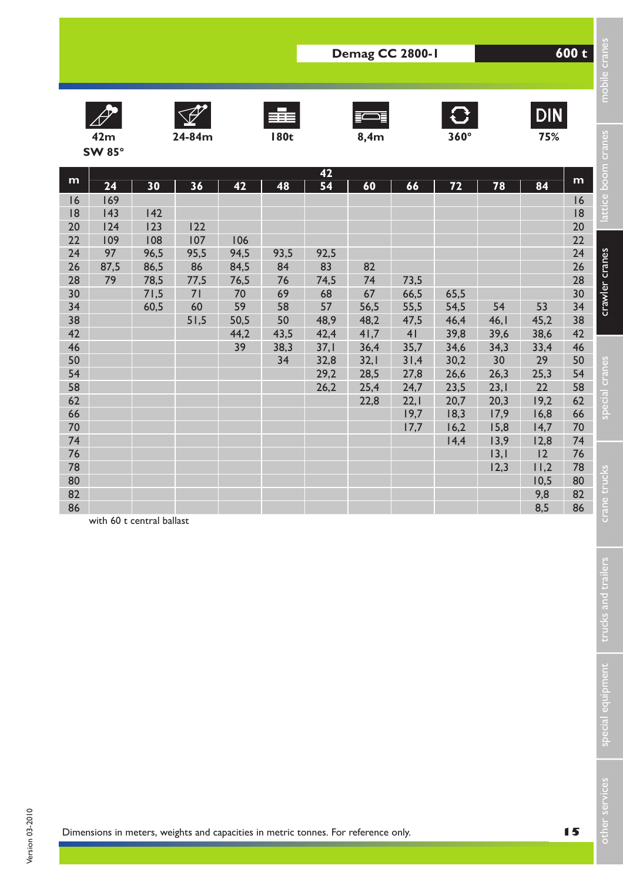**Demag CC 2800-1** **600 t**

| 42m SW 85° | 24-84m | 180t | 8,4m | 360° | DIN 75% |
|---|---|---|---|---|---|

| m | 42 | | | | | | | | | | | m |
|---|---|---|---|---|---|---|---|---|---|---|---|---|
| | 24 | 30 | 36 | 42 | 48 | 54 | 60 | 66 | 72 | 78 | 84 | |
| 16 | 169 | | | | | | | | | | | 16 |
| 18 | 143 | 142 | | | | | | | | | | 18 |
| 20 | 124 | 123 | 122 | | | | | | | | | 20 |
| 22 | 109 | 108 | 107 | 106 | | | | | | | | 22 |
| 24 | 97 | 96,5 | 95,5 | 94,5 | 93,5 | 92,5 | | | | | | 24 |
| 26 | 87,5 | 86,5 | 86 | 84,5 | 84 | 83 | 82 | | | | | 26 |
| 28 | 79 | 78,5 | 77,5 | 76,5 | 76 | 74,5 | 74 | 73,5 | | | | 28 |
| 30 | | 71,5 | 71 | 70 | 69 | 68 | 67 | 66,5 | 65,5 | | | 30 |
| 34 | | 60,5 | 60 | 59 | 58 | 57 | 56,5 | 55,5 | 54,5 | 54 | 53 | 34 |
| 38 | | | 51,5 | 50,5 | 50 | 48,9 | 48,2 | 47,5 | 46,4 | 46,1 | 45,2 | 38 |
| 42 | | | | 44,2 | 43,5 | 42,4 | 41,7 | 41 | 39,8 | 39,6 | 38,6 | 42 |
| 46 | | | | 39 | 38,3 | 37,1 | 36,4 | 35,7 | 34,6 | 34,3 | 33,4 | 46 |
| 50 | | | | | 34 | 32,8 | 32,1 | 31,4 | 30,2 | 30 | 29 | 50 |
| 54 | | | | | | 29,2 | 28,5 | 27,8 | 26,6 | 26,3 | 25,3 | 54 |
| 58 | | | | | | 26,2 | 25,4 | 24,7 | 23,5 | 23,1 | 22 | 58 |
| 62 | | | | | | | 22,8 | 22,1 | 20,7 | 20,3 | 19,2 | 62 |
| 66 | | | | | | | | 19,7 | 18,3 | 17,9 | 16,8 | 66 |
| 70 | | | | | | | | 17,7 | 16,2 | 15,8 | 14,7 | 70 |
| 74 | | | | | | | | | 14,4 | 13,9 | 12,8 | 74 |
| 76 | | | | | | | | | | 13,1 | 12 | 76 |
| 78 | | | | | | | | | | 12,3 | 11,2 | 78 |
| 80 | | | | | | | | | | | 10,5 | 80 |
| 82 | | | | | | | | | | | 9,8 | 82 |
| 86 | | | | | | | | | | | 8,5 | 86 |

with 60 t central ballast

Dimensions in meters, weights and capacities in metric tonnes. For reference only.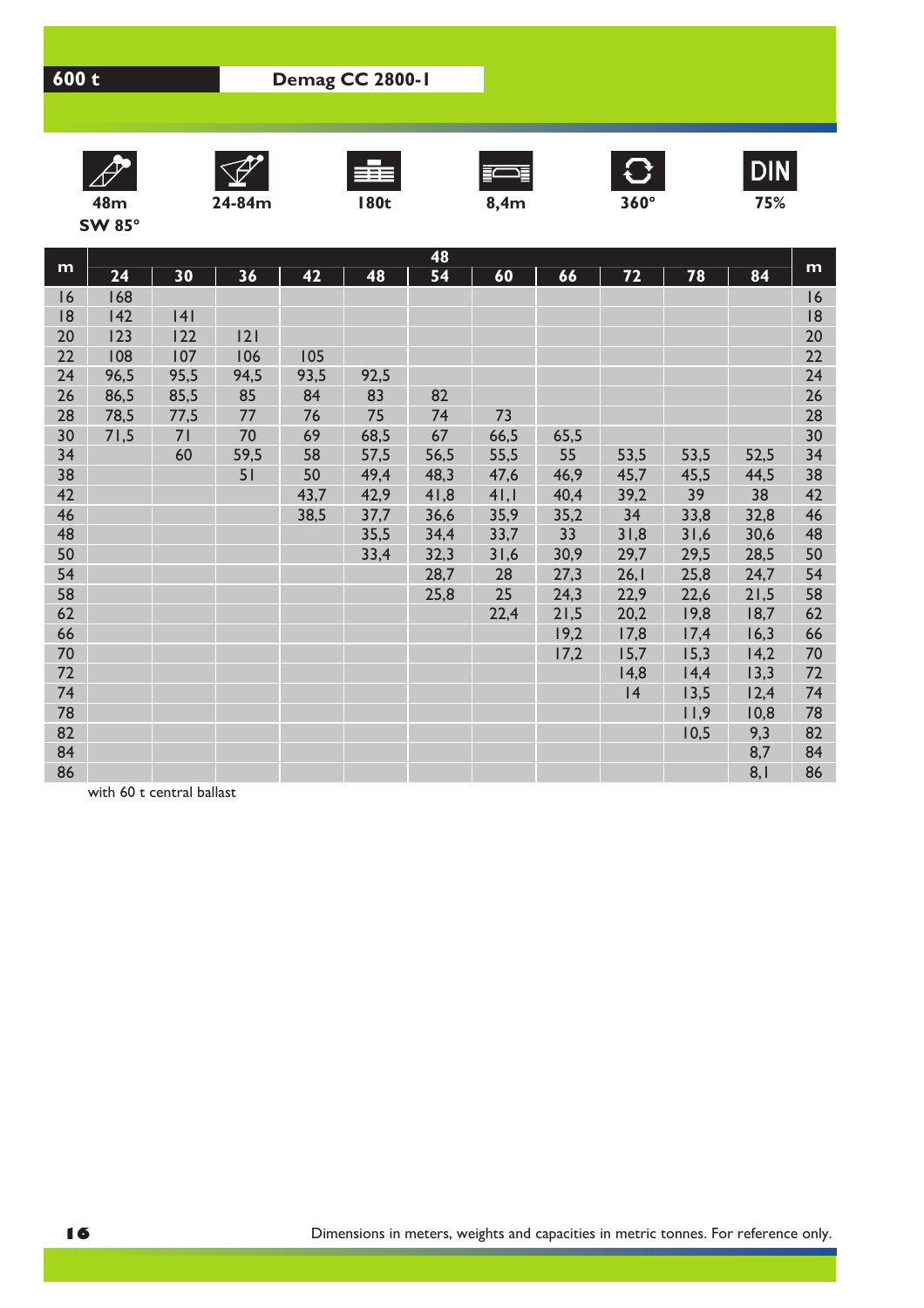## 600 t

## Demag CC 2800-1

48m SW 85° | 24-84m | 180t | 8,4m | 360° | DIN 75%

| m | 48 | | | | | | | | | | | m |
|---|---|---|---|---|---|---|---|---|---|---|---|---|
| | 24 | 30 | 36 | 42 | 48 | 54 | 60 | 66 | 72 | 78 | 84 | |
| 16 | 168 | | | | | | | | | | | 16 |
| 18 | 142 | 141 | | | | | | | | | | 18 |
| 20 | 123 | 122 | 121 | | | | | | | | | 20 |
| 22 | 108 | 107 | 106 | 105 | | | | | | | | 22 |
| 24 | 96,5 | 95,5 | 94,5 | 93,5 | 92,5 | | | | | | | 24 |
| 26 | 86,5 | 85,5 | 85 | 84 | 83 | 82 | | | | | | 26 |
| 28 | 78,5 | 77,5 | 77 | 76 | 75 | 74 | 73 | | | | | 28 |
| 30 | 71,5 | 71 | 70 | 69 | 68,5 | 67 | 66,5 | 65,5 | | | | 30 |
| 34 | | 60 | 59,5 | 58 | 57,5 | 56,5 | 55,5 | 55 | 53,5 | 53,5 | 52,5 | 34 |
| 38 | | | 51 | 50 | 49,4 | 48,3 | 47,6 | 46,9 | 45,7 | 45,5 | 44,5 | 38 |
| 42 | | | | 43,7 | 42,9 | 41,8 | 41,1 | 40,4 | 39,2 | 39 | 38 | 42 |
| 46 | | | | 38,5 | 37,7 | 36,6 | 35,9 | 35,2 | 34 | 33,8 | 32,8 | 46 |
| 48 | | | | | 35,5 | 34,4 | 33,7 | 33 | 31,8 | 31,6 | 30,6 | 48 |
| 50 | | | | | 33,4 | 32,3 | 31,6 | 30,9 | 29,7 | 29,5 | 28,5 | 50 |
| 54 | | | | | | 28,7 | 28 | 27,3 | 26,1 | 25,8 | 24,7 | 54 |
| 58 | | | | | | 25,8 | 25 | 24,3 | 22,9 | 22,6 | 21,5 | 58 |
| 62 | | | | | | | 22,4 | 21,5 | 20,2 | 19,8 | 18,7 | 62 |
| 66 | | | | | | | | 19,2 | 17,8 | 17,4 | 16,3 | 66 |
| 70 | | | | | | | | 17,2 | 15,7 | 15,3 | 14,2 | 70 |
| 72 | | | | | | | | | 14,8 | 14,4 | 13,3 | 72 |
| 74 | | | | | | | | | 14 | 13,5 | 12,4 | 74 |
| 78 | | | | | | | | | | 11,9 | 10,8 | 78 |
| 82 | | | | | | | | | | 10,5 | 9,3 | 82 |
| 84 | | | | | | | | | | | 8,7 | 84 |
| 86 | | | | | | | | | | | 8,1 | 86 |

with 60 t central ballast

Dimensions in meters, weights and capacities in metric tonnes. For reference only.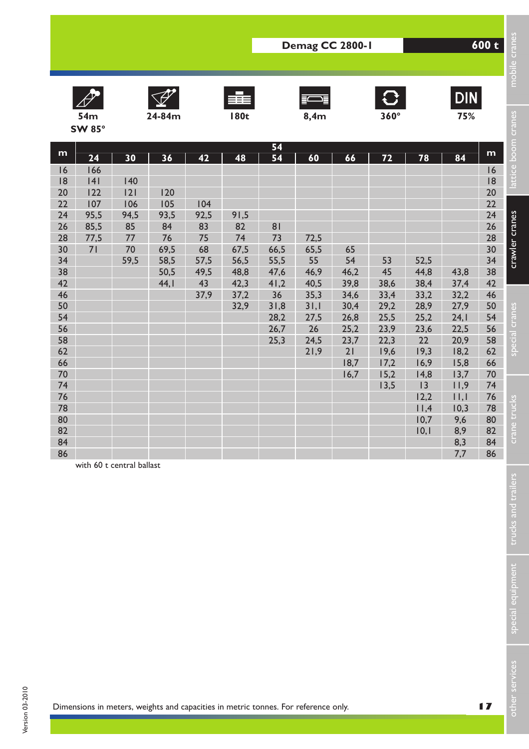**Demag CC 2800-1** **600 t**

| 54m SW 85° | 24-84m | 180t | 8,4m | 360° | DIN 75% |
|---|---|---|---|---|---|

| m | 54 | | | | | | | | | | | m |
|---|---|---|---|---|---|---|---|---|---|---|---|---|
| | 24 | 30 | 36 | 42 | 48 | 54 | 60 | 66 | 72 | 78 | 84 | |
| 16 | 166 | | | | | | | | | | | 16 |
| 18 | 141 | 140 | | | | | | | | | | 18 |
| 20 | 122 | 121 | 120 | | | | | | | | | 20 |
| 22 | 107 | 106 | 105 | 104 | | | | | | | | 22 |
| 24 | 95,5 | 94,5 | 93,5 | 92,5 | 91,5 | | | | | | | 24 |
| 26 | 85,5 | 85 | 84 | 83 | 82 | 81 | | | | | | 26 |
| 28 | 77,5 | 77 | 76 | 75 | 74 | 73 | 72,5 | | | | | 28 |
| 30 | 71 | 70 | 69,5 | 68 | 67,5 | 66,5 | 65,5 | 65 | | | | 30 |
| 34 | | 59,5 | 58,5 | 57,5 | 56,5 | 55,5 | 55 | 54 | 53 | 52,5 | | 34 |
| 38 | | | 50,5 | 49,5 | 48,8 | 47,6 | 46,9 | 46,2 | 45 | 44,8 | 43,8 | 38 |
| 42 | | | 44,1 | 43 | 42,3 | 41,2 | 40,5 | 39,8 | 38,6 | 38,4 | 37,4 | 42 |
| 46 | | | | 37,9 | 37,2 | 36 | 35,3 | 34,6 | 33,4 | 33,2 | 32,2 | 46 |
| 50 | | | | | 32,9 | 31,8 | 31,1 | 30,4 | 29,2 | 28,9 | 27,9 | 50 |
| 54 | | | | | | 28,2 | 27,5 | 26,8 | 25,5 | 25,2 | 24,1 | 54 |
| 56 | | | | | | 26,7 | 26 | 25,2 | 23,9 | 23,6 | 22,5 | 56 |
| 58 | | | | | | 25,3 | 24,5 | 23,7 | 22,3 | 22 | 20,9 | 58 |
| 62 | | | | | | | 21,9 | 21 | 19,6 | 19,3 | 18,2 | 62 |
| 66 | | | | | | | | 18,7 | 17,2 | 16,9 | 15,8 | 66 |
| 70 | | | | | | | | 16,7 | 15,2 | 14,8 | 13,7 | 70 |
| 74 | | | | | | | | | 13,5 | 13 | 11,9 | 74 |
| 76 | | | | | | | | | | 12,2 | 11,1 | 76 |
| 78 | | | | | | | | | | 11,4 | 10,3 | 78 |
| 80 | | | | | | | | | | 10,7 | 9,6 | 80 |
| 82 | | | | | | | | | | 10,1 | 8,9 | 82 |
| 84 | | | | | | | | | | | 8,3 | 84 |
| 86 | | | | | | | | | | | 7,7 | 86 |

with 60 t central ballast

Dimensions in meters, weights and capacities in metric tonnes. For reference only.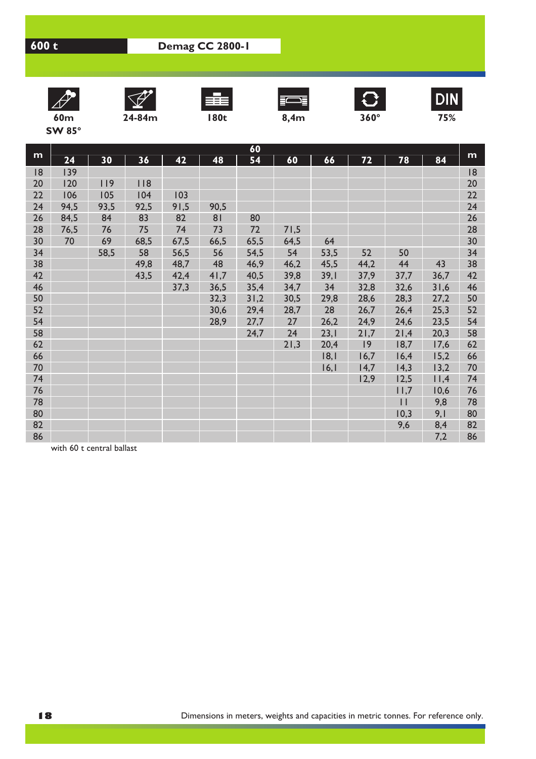**600 t** **Demag CC 2800-1**

60m SW 85° | 24-84m | 180t | 8,4m | 360° | DIN 75%

| m | 24 | 30 | 36 | 42 | 48 | 54 | 60 | 66 | 72 | 78 | 84 | m |
|---|---|---|---|---|---|---|---|---|---|---|---|---|
| | | | | | | 60 | | | | | | |
| 18 | 139 | | | | | | | | | | | 18 |
| 20 | 120 | 119 | 118 | | | | | | | | | 20 |
| 22 | 106 | 105 | 104 | 103 | | | | | | | | 22 |
| 24 | 94,5 | 93,5 | 92,5 | 91,5 | 90,5 | | | | | | | 24 |
| 26 | 84,5 | 84 | 83 | 82 | 81 | 80 | | | | | | 26 |
| 28 | 76,5 | 76 | 75 | 74 | 73 | 72 | 71,5 | | | | | 28 |
| 30 | 70 | 69 | 68,5 | 67,5 | 66,5 | 65,5 | 64,5 | 64 | | | | 30 |
| 34 | | 58,5 | 58 | 56,5 | 56 | 54,5 | 54 | 53,5 | 52 | 50 | | 34 |
| 38 | | | 49,8 | 48,7 | 48 | 46,9 | 46,2 | 45,5 | 44,2 | 44 | 43 | 38 |
| 42 | | | 43,5 | 42,4 | 41,7 | 40,5 | 39,8 | 39,1 | 37,9 | 37,7 | 36,7 | 42 |
| 46 | | | | 37,3 | 36,5 | 35,4 | 34,7 | 34 | 32,8 | 32,6 | 31,6 | 46 |
| 50 | | | | | 32,3 | 31,2 | 30,5 | 29,8 | 28,6 | 28,3 | 27,2 | 50 |
| 52 | | | | | 30,6 | 29,4 | 28,7 | 28 | 26,7 | 26,4 | 25,3 | 52 |
| 54 | | | | | 28,9 | 27,7 | 27 | 26,2 | 24,9 | 24,6 | 23,5 | 54 |
| 58 | | | | | | 24,7 | 24 | 23,1 | 21,7 | 21,4 | 20,3 | 58 |
| 62 | | | | | | | 21,3 | 20,4 | 19 | 18,7 | 17,6 | 62 |
| 66 | | | | | | | | 18,1 | 16,7 | 16,4 | 15,2 | 66 |
| 70 | | | | | | | | 16,1 | 14,7 | 14,3 | 13,2 | 70 |
| 74 | | | | | | | | | 12,9 | 12,5 | 11,4 | 74 |
| 76 | | | | | | | | | | 11,7 | 10,6 | 76 |
| 78 | | | | | | | | | | 11 | 9,8 | 78 |
| 80 | | | | | | | | | | 10,3 | 9,1 | 80 |
| 82 | | | | | | | | | | 9,6 | 8,4 | 82 |
| 86 | | | | | | | | | | | 7,2 | 86 |

with 60 t central ballast

Dimensions in meters, weights and capacities in metric tonnes. For reference only.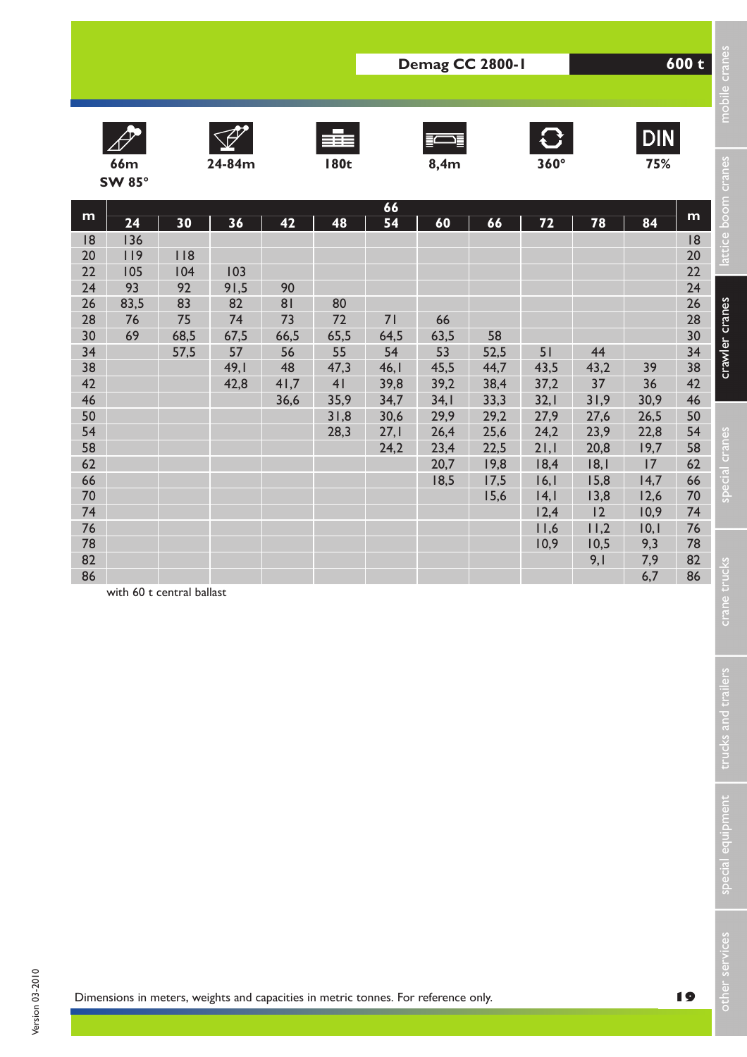## Demag CC 2800-1 — 600 t

66m SW 85° | 24-84m | 180t | 8,4m | 360° | DIN 75%

| m | 66 | | | | | | | | | | | m |
|---|---|---|---|---|---|---|---|---|---|---|---|---|
| | 24 | 30 | 36 | 42 | 48 | 54 | 60 | 66 | 72 | 78 | 84 | |
| 18 | 136 | | | | | | | | | | | 18 |
| 20 | 119 | 118 | | | | | | | | | | 20 |
| 22 | 105 | 104 | 103 | | | | | | | | | 22 |
| 24 | 93 | 92 | 91,5 | 90 | | | | | | | | 24 |
| 26 | 83,5 | 83 | 82 | 81 | 80 | | | | | | | 26 |
| 28 | 76 | 75 | 74 | 73 | 72 | 71 | 66 | | | | | 28 |
| 30 | 69 | 68,5 | 67,5 | 66,5 | 65,5 | 64,5 | 63,5 | 58 | | | | 30 |
| 34 | | 57,5 | 57 | 56 | 55 | 54 | 53 | 52,5 | 51 | 44 | | 34 |
| 38 | | | 49,1 | 48 | 47,3 | 46,1 | 45,5 | 44,7 | 43,5 | 43,2 | 39 | 38 |
| 42 | | | 42,8 | 41,7 | 41 | 39,8 | 39,2 | 38,4 | 37,2 | 37 | 36 | 42 |
| 46 | | | | 36,6 | 35,9 | 34,7 | 34,1 | 33,3 | 32,1 | 31,9 | 30,9 | 46 |
| 50 | | | | | 31,8 | 30,6 | 29,9 | 29,2 | 27,9 | 27,6 | 26,5 | 50 |
| 54 | | | | | 28,3 | 27,1 | 26,4 | 25,6 | 24,2 | 23,9 | 22,8 | 54 |
| 58 | | | | | | 24,2 | 23,4 | 22,5 | 21,1 | 20,8 | 19,7 | 58 |
| 62 | | | | | | | 20,7 | 19,8 | 18,4 | 18,1 | 17 | 62 |
| 66 | | | | | | | 18,5 | 17,5 | 16,1 | 15,8 | 14,7 | 66 |
| 70 | | | | | | | | 15,6 | 14,1 | 13,8 | 12,6 | 70 |
| 74 | | | | | | | | | 12,4 | 12 | 10,9 | 74 |
| 76 | | | | | | | | | 11,6 | 11,2 | 10,1 | 76 |
| 78 | | | | | | | | | 10,9 | 10,5 | 9,3 | 78 |
| 82 | | | | | | | | | | 9,1 | 7,9 | 82 |
| 86 | | | | | | | | | | | 6,7 | 86 |

with 60 t central ballast

Dimensions in meters, weights and capacities in metric tonnes. For reference only.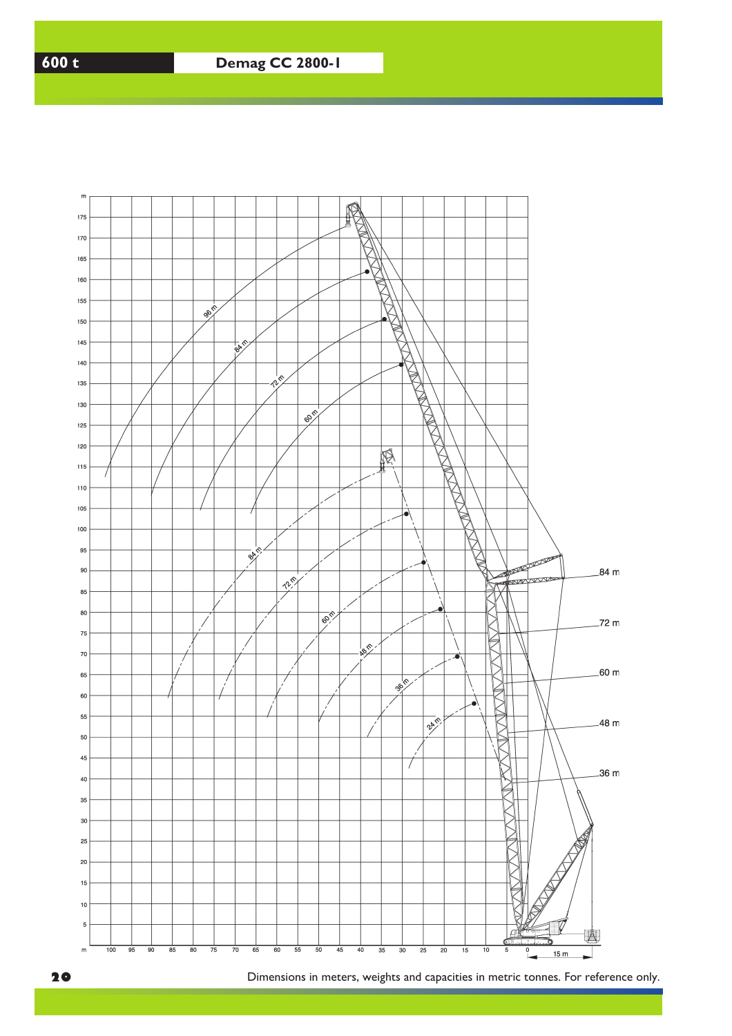# 600 t Demag CC 2800-1

m

175
170
165
160
155
150
145
140
135
130
125
120
115
110
105
100
95
90
85
80
75
70
65
60
55
50
45
40
35
30
25
20
15
10
5

96 m
84 m
72 m
60 m

84 m
72 m
60 m
48 m
36 m
24 m

84 m
72 m
60 m
48 m
36 m

m 100 95 90 85 80 75 70 65 60 55 50 45 40 35 30 25 20 15 10 5 0

15 m

Dimensions in meters, weights and capacities in metric tonnes. For reference only.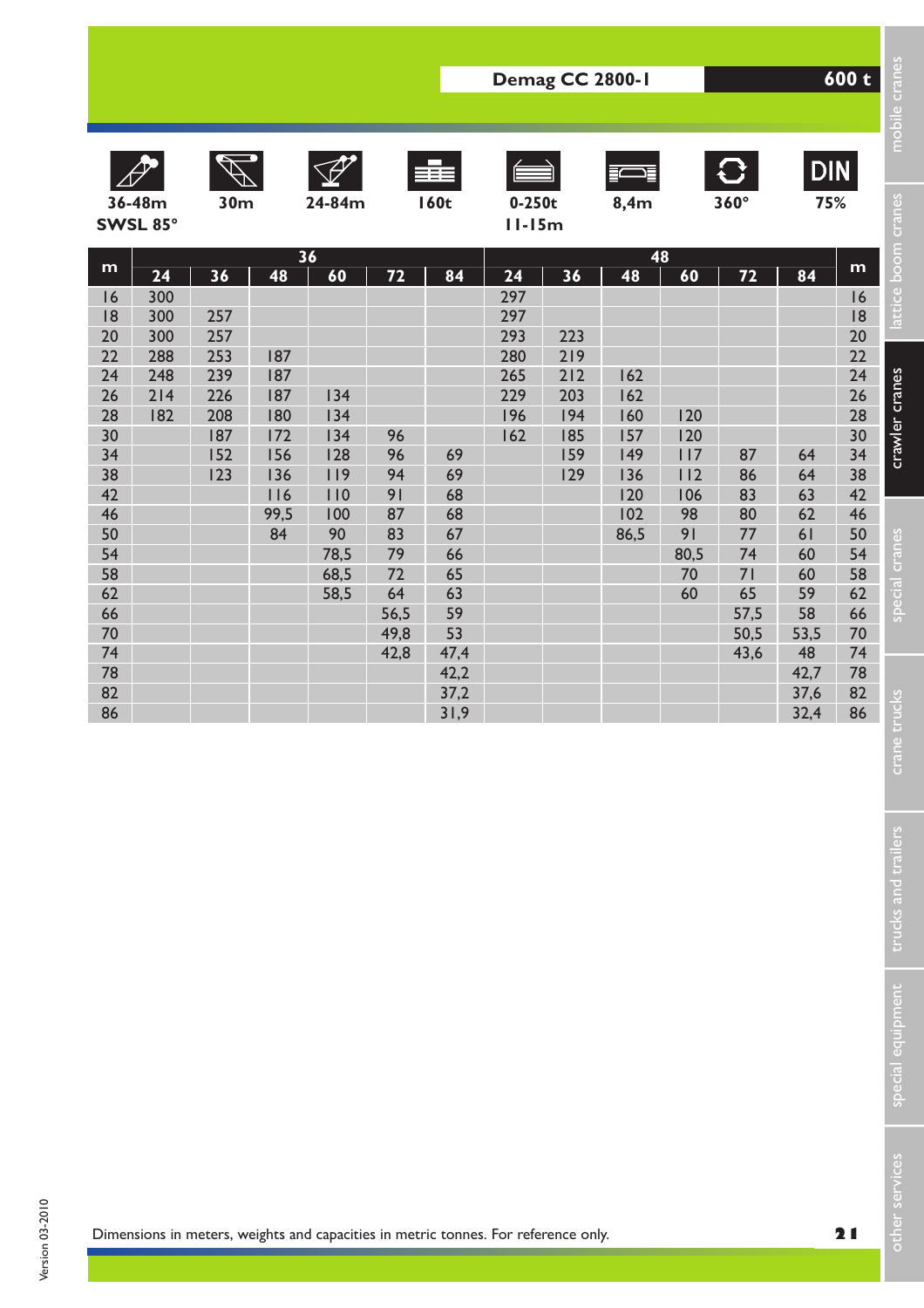## Demag CC 2800-1 — 600 t

36-48m SWSL 85° | 30m | 24-84m | 160t | 0-250t 11-15m | 8,4m | 360° | DIN 75%

| m | 36 | | | | | | 48 | | | | | | m |
|---|---|---|---|---|---|---|---|---|---|---|---|---|---|
| | 24 | 36 | 48 | 60 | 72 | 84 | 24 | 36 | 48 | 60 | 72 | 84 | |
| 16 | 300 | | | | | | 297 | | | | | | 16 |
| 18 | 300 | 257 | | | | | 297 | | | | | | 18 |
| 20 | 300 | 257 | | | | | 293 | 223 | | | | | 20 |
| 22 | 288 | 253 | 187 | | | | 280 | 219 | | | | | 22 |
| 24 | 248 | 239 | 187 | | | | 265 | 212 | 162 | | | | 24 |
| 26 | 214 | 226 | 187 | 134 | | | 229 | 203 | 162 | | | | 26 |
| 28 | 182 | 208 | 180 | 134 | | | 196 | 194 | 160 | 120 | | | 28 |
| 30 | | 187 | 172 | 134 | 96 | | 162 | 185 | 157 | 120 | | | 30 |
| 34 | | 152 | 156 | 128 | 96 | 69 | | 159 | 149 | 117 | 87 | 64 | 34 |
| 38 | | 123 | 136 | 119 | 94 | 69 | | 129 | 136 | 112 | 86 | 64 | 38 |
| 42 | | | 116 | 110 | 91 | 68 | | | 120 | 106 | 83 | 63 | 42 |
| 46 | | | 99,5 | 100 | 87 | 68 | | | 102 | 98 | 80 | 62 | 46 |
| 50 | | | 84 | 90 | 83 | 67 | | | 86,5 | 91 | 77 | 61 | 50 |
| 54 | | | | 78,5 | 79 | 66 | | | | 80,5 | 74 | 60 | 54 |
| 58 | | | | 68,5 | 72 | 65 | | | | 70 | 71 | 60 | 58 |
| 62 | | | | 58,5 | 64 | 63 | | | | 60 | 65 | 59 | 62 |
| 66 | | | | | 56,5 | 59 | | | | | 57,5 | 58 | 66 |
| 70 | | | | | 49,8 | 53 | | | | | 50,5 | 53,5 | 70 |
| 74 | | | | | 42,8 | 47,4 | | | | | 43,6 | 48 | 74 |
| 78 | | | | | | 42,2 | | | | | | 42,7 | 78 |
| 82 | | | | | | 37,2 | | | | | | 37,6 | 82 |
| 86 | | | | | | 31,9 | | | | | | 32,4 | 86 |

Dimensions in meters, weights and capacities in metric tonnes. For reference only.

Version 03-2010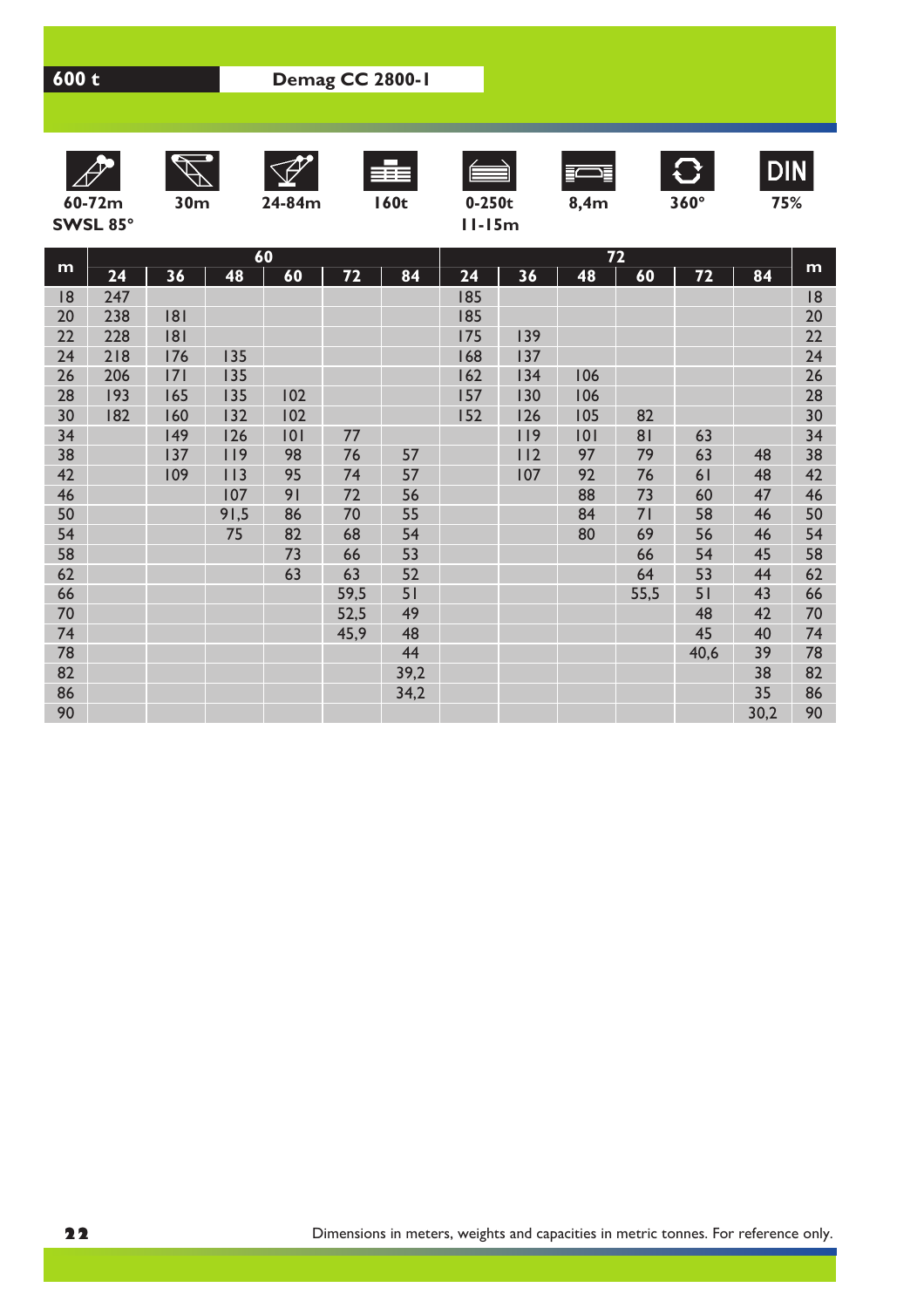**600 t** | **Demag CC 2800-1**

| 60-72m SWSL 85° | 30m | 24-84m | 160t | 0-250t 11-15m | 8,4m | 360° | DIN 75% |
|---|---|---|---|---|---|---|---|

| m | 60 | | | | | | 72 | | | | | | m |
|---|---|---|---|---|---|---|---|---|---|---|---|---|---|
| | 24 | 36 | 48 | 60 | 72 | 84 | 24 | 36 | 48 | 60 | 72 | 84 | |
| 18 | 247 | | | | | | 185 | | | | | | 18 |
| 20 | 238 | 181 | | | | | 185 | | | | | | 20 |
| 22 | 228 | 181 | | | | | 175 | 139 | | | | | 22 |
| 24 | 218 | 176 | 135 | | | | 168 | 137 | | | | | 24 |
| 26 | 206 | 171 | 135 | | | | 162 | 134 | 106 | | | | 26 |
| 28 | 193 | 165 | 135 | 102 | | | 157 | 130 | 106 | | | | 28 |
| 30 | 182 | 160 | 132 | 102 | | | 152 | 126 | 105 | 82 | | | 30 |
| 34 | | 149 | 126 | 101 | 77 | | | 119 | 101 | 81 | 63 | | 34 |
| 38 | | 137 | 119 | 98 | 76 | 57 | | 112 | 97 | 79 | 63 | 48 | 38 |
| 42 | | 109 | 113 | 95 | 74 | 57 | | 107 | 92 | 76 | 61 | 48 | 42 |
| 46 | | | 107 | 91 | 72 | 56 | | | 88 | 73 | 60 | 47 | 46 |
| 50 | | | 91,5 | 86 | 70 | 55 | | | 84 | 71 | 58 | 46 | 50 |
| 54 | | | 75 | 82 | 68 | 54 | | | 80 | 69 | 56 | 46 | 54 |
| 58 | | | | 73 | 66 | 53 | | | | 66 | 54 | 45 | 58 |
| 62 | | | | 63 | 63 | 52 | | | | 64 | 53 | 44 | 62 |
| 66 | | | | | 59,5 | 51 | | | | 55,5 | 51 | 43 | 66 |
| 70 | | | | | 52,5 | 49 | | | | | 48 | 42 | 70 |
| 74 | | | | | 45,9 | 48 | | | | | 45 | 40 | 74 |
| 78 | | | | | | 44 | | | | | 40,6 | 39 | 78 |
| 82 | | | | | | 39,2 | | | | | | 38 | 82 |
| 86 | | | | | | 34,2 | | | | | | 35 | 86 |
| 90 | | | | | | | | | | | | 30,2 | 90 |

Dimensions in meters, weights and capacities in metric tonnes. For reference only.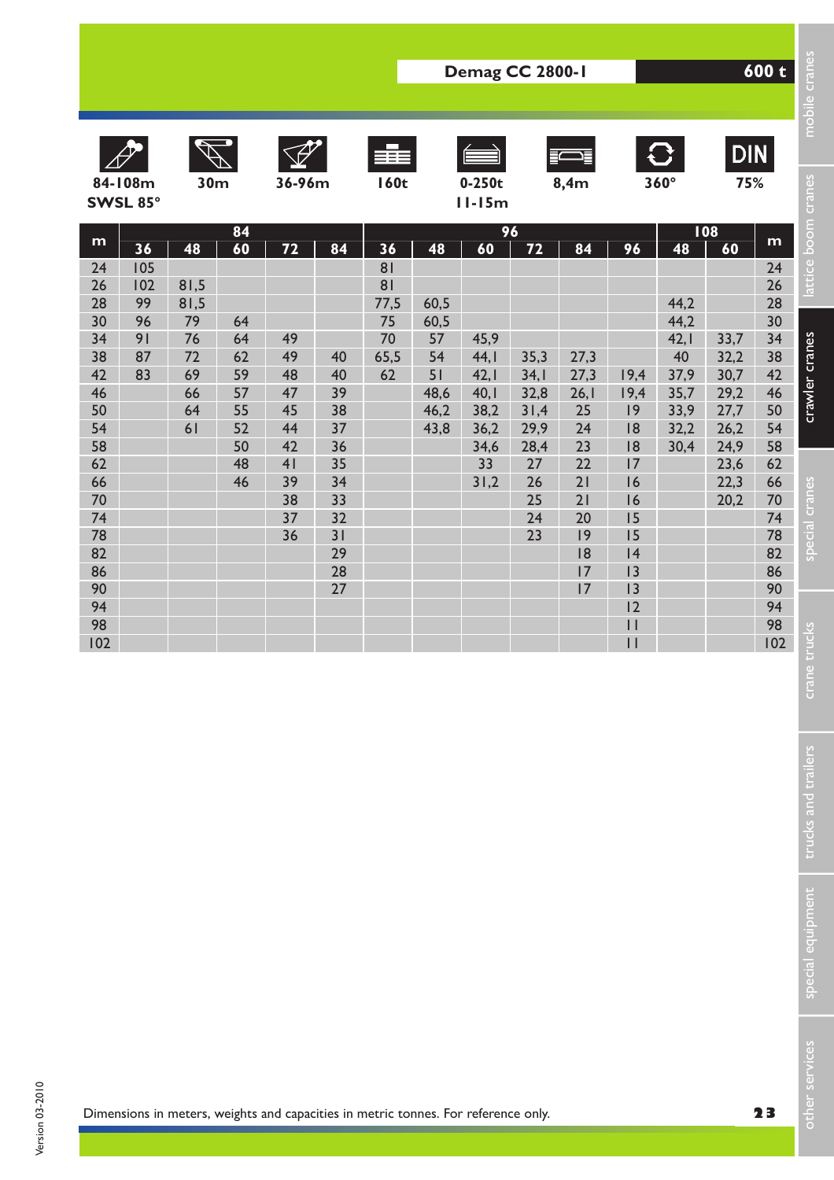**Demag CC 2800-1** **600 t**

| 84-108m SWSL 85° | 30m | 36-96m | 160t | 0-250t 11-15m | 8,4m | 360° | DIN 75% |
|---|---|---|---|---|---|---|---|

| m | 84 | | | | | 96 | | | | | | 108 | | m |
|---|---|---|---|---|---|---|---|---|---|---|---|---|---|---|
| | 36 | 48 | 60 | 72 | 84 | 36 | 48 | 60 | 72 | 84 | 96 | 48 | 60 | |
| 24 | 105 | | | | | 81 | | | | | | | | 24 |
| 26 | 102 | 81,5 | | | | 81 | | | | | | | | 26 |
| 28 | 99 | 81,5 | | | | 77,5 | 60,5 | | | | | 44,2 | | 28 |
| 30 | 96 | 79 | 64 | | | 75 | 60,5 | | | | | 44,2 | | 30 |
| 34 | 91 | 76 | 64 | 49 | | 70 | 57 | 45,9 | | | | 42,1 | 33,7 | 34 |
| 38 | 87 | 72 | 62 | 49 | 40 | 65,5 | 54 | 44,1 | 35,3 | 27,3 | | 40 | 32,2 | 38 |
| 42 | 83 | 69 | 59 | 48 | 40 | 62 | 51 | 42,1 | 34,1 | 27,3 | 19,4 | 37,9 | 30,7 | 42 |
| 46 | | 66 | 57 | 47 | 39 | | 48,6 | 40,1 | 32,8 | 26,1 | 19,4 | 35,7 | 29,2 | 46 |
| 50 | | 64 | 55 | 45 | 38 | | 46,2 | 38,2 | 31,4 | 25 | 19 | 33,9 | 27,7 | 50 |
| 54 | | 61 | 52 | 44 | 37 | | 43,8 | 36,2 | 29,9 | 24 | 18 | 32,2 | 26,2 | 54 |
| 58 | | | 50 | 42 | 36 | | | 34,6 | 28,4 | 23 | 18 | 30,4 | 24,9 | 58 |
| 62 | | | 48 | 41 | 35 | | | 33 | 27 | 22 | 17 | | 23,6 | 62 |
| 66 | | | 46 | 39 | 34 | | | 31,2 | 26 | 21 | 16 | | 22,3 | 66 |
| 70 | | | | 38 | 33 | | | | 25 | 21 | 16 | | 20,2 | 70 |
| 74 | | | | 37 | 32 | | | | 24 | 20 | 15 | | | 74 |
| 78 | | | | 36 | 31 | | | | 23 | 19 | 15 | | | 78 |
| 82 | | | | | 29 | | | | | 18 | 14 | | | 82 |
| 86 | | | | | 28 | | | | | 17 | 13 | | | 86 |
| 90 | | | | | 27 | | | | | 17 | 13 | | | 90 |
| 94 | | | | | | | | | | | 12 | | | 94 |
| 98 | | | | | | | | | | | 11 | | | 98 |
| 102 | | | | | | | | | | | 11 | | | 102 |

Dimensions in meters, weights and capacities in metric tonnes. For reference only.

Version 03-2010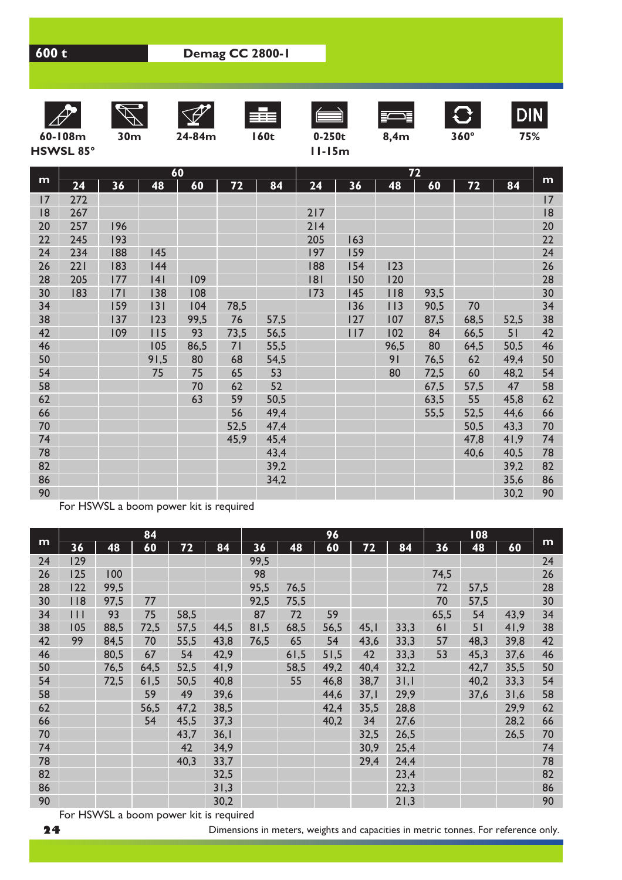**600 t** **Demag CC 2800-1**

60-108m HSWSL 85° | 30m | 24-84m | 160t | 0-250t 11-15m | 8,4m | 360° | DIN 75%

| m | 60 | | | | | | 72 | | | | | | m |
|---|---|---|---|---|---|---|---|---|---|---|---|---|---|
| | 24 | 36 | 48 | 60 | 72 | 84 | 24 | 36 | 48 | 60 | 72 | 84 | |
| 17 | 272 | | | | | | | | | | | | 17 |
| 18 | 267 | | | | | | 217 | | | | | | 18 |
| 20 | 257 | 196 | | | | | 214 | | | | | | 20 |
| 22 | 245 | 193 | | | | | 205 | 163 | | | | | 22 |
| 24 | 234 | 188 | 145 | | | | 197 | 159 | | | | | 24 |
| 26 | 221 | 183 | 144 | | | | 188 | 154 | 123 | | | | 26 |
| 28 | 205 | 177 | 141 | 109 | | | 181 | 150 | 120 | | | | 28 |
| 30 | 183 | 171 | 138 | 108 | | | 173 | 145 | 118 | 93,5 | | | 30 |
| 34 | | 159 | 131 | 104 | 78,5 | | | 136 | 113 | 90,5 | 70 | | 34 |
| 38 | | 137 | 123 | 99,5 | 76 | 57,5 | | 127 | 107 | 87,5 | 68,5 | 52,5 | 38 |
| 42 | | 109 | 115 | 93 | 73,5 | 56,5 | | 117 | 102 | 84 | 66,5 | 51 | 42 |
| 46 | | | 105 | 86,5 | 71 | 55,5 | | | 96,5 | 80 | 64,5 | 50,5 | 46 |
| 50 | | | 91,5 | 80 | 68 | 54,5 | | | 91 | 76,5 | 62 | 49,4 | 50 |
| 54 | | | 75 | 75 | 65 | 53 | | | 80 | 72,5 | 60 | 48,2 | 54 |
| 58 | | | | 70 | 62 | 52 | | | | 67,5 | 57,5 | 47 | 58 |
| 62 | | | | 63 | 59 | 50,5 | | | | 63,5 | 55 | 45,8 | 62 |
| 66 | | | | | 56 | 49,4 | | | | 55,5 | 52,5 | 44,6 | 66 |
| 70 | | | | | 52,5 | 47,4 | | | | | 50,5 | 43,3 | 70 |
| 74 | | | | | 45,9 | 45,4 | | | | | 47,8 | 41,9 | 74 |
| 78 | | | | | | 43,4 | | | | | 40,6 | 40,5 | 78 |
| 82 | | | | | | 39,2 | | | | | | 39,2 | 82 |
| 86 | | | | | | 34,2 | | | | | | 35,6 | 86 |
| 90 | | | | | | | | | | | | 30,2 | 90 |

For HSWSL a boom power kit is required

| m | 84 | | | | | 96 | | | | | 108 | | | m |
|---|---|---|---|---|---|---|---|---|---|---|---|---|---|---|
| | 36 | 48 | 60 | 72 | 84 | 36 | 48 | 60 | 72 | 84 | 36 | 48 | 60 | |
| 24 | 129 | | | | | 99,5 | | | | | | | | 24 |
| 26 | 125 | 100 | | | | 98 | | | | | 74,5 | | | 26 |
| 28 | 122 | 99,5 | | | | 95,5 | 76,5 | | | | 72 | 57,5 | | 28 |
| 30 | 118 | 97,5 | 77 | | | 92,5 | 75,5 | | | | 70 | 57,5 | | 30 |
| 34 | 111 | 93 | 75 | 58,5 | | 87 | 72 | 59 | | | 65,5 | 54 | 43,9 | 34 |
| 38 | 105 | 88,5 | 72,5 | 57,5 | 44,5 | 81,5 | 68,5 | 56,5 | 45,1 | 33,3 | 61 | 51 | 41,9 | 38 |
| 42 | 99 | 84,5 | 70 | 55,5 | 43,8 | 76,5 | 65 | 54 | 43,6 | 33,3 | 57 | 48,3 | 39,8 | 42 |
| 46 | | 80,5 | 67 | 54 | 42,9 | | 61,5 | 51,5 | 42 | 33,3 | 53 | 45,3 | 37,6 | 46 |
| 50 | | 76,5 | 64,5 | 52,5 | 41,9 | | 58,5 | 49,2 | 40,4 | 32,2 | | 42,7 | 35,5 | 50 |
| 54 | | 72,5 | 61,5 | 50,5 | 40,8 | | 55 | 46,8 | 38,7 | 31,1 | | 40,2 | 33,3 | 54 |
| 58 | | | 59 | 49 | 39,6 | | | 44,6 | 37,1 | 29,9 | | 37,6 | 31,6 | 58 |
| 62 | | | 56,5 | 47,2 | 38,5 | | | 42,4 | 35,5 | 28,8 | | | 29,9 | 62 |
| 66 | | | 54 | 45,5 | 37,3 | | | 40,2 | 34 | 27,6 | | | 28,2 | 66 |
| 70 | | | | 43,7 | 36,1 | | | | 32,5 | 26,5 | | | 26,5 | 70 |
| 74 | | | | 42 | 34,9 | | | | 30,9 | 25,4 | | | | 74 |
| 78 | | | | 40,3 | 33,7 | | | | 29,4 | 24,4 | | | | 78 |
| 82 | | | | | 32,5 | | | | | 23,4 | | | | 82 |
| 86 | | | | | 31,3 | | | | | 22,3 | | | | 86 |
| 90 | | | | | 30,2 | | | | | 21,3 | | | | 90 |

For HSWSL a boom power kit is required

Dimensions in meters, weights and capacities in metric tonnes. For reference only.